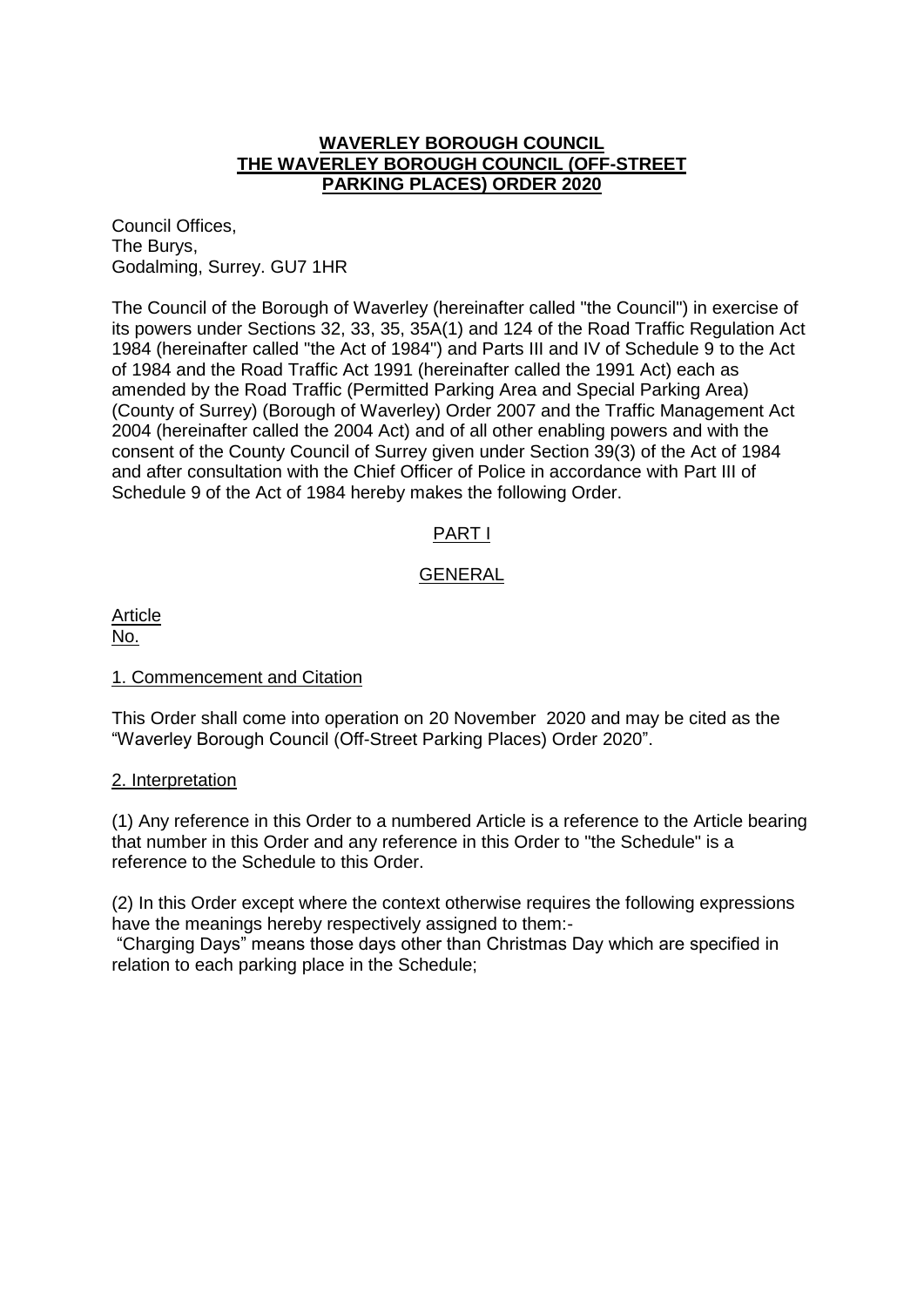# **WAVERLEY BOROUGH COUNCIL**
# **THE WAVERLEY BOROUGH COUNCIL (OFF-STREET PARKING PLACES) ORDER 2020**

Council Offices,
The Burys,
Godalming, Surrey. GU7 1HR

The Council of the Borough of Waverley (hereinafter called "the Council") in exercise of its powers under Sections 32, 33, 35, 35A(1) and 124 of the Road Traffic Regulation Act 1984 (hereinafter called "the Act of 1984") and Parts III and IV of Schedule 9 to the Act of 1984 and the Road Traffic Act 1991 (hereinafter called the 1991 Act) each as amended by the Road Traffic (Permitted Parking Area and Special Parking Area) (County of Surrey) (Borough of Waverley) Order 2007 and the Traffic Management Act 2004 (hereinafter called the 2004 Act) and of all other enabling powers and with the consent of the County Council of Surrey given under Section 39(3) of the Act of 1984 and after consultation with the Chief Officer of Police in accordance with Part III of Schedule 9 of the Act of 1984 hereby makes the following Order.

## PART I

## GENERAL

Article
No.

### 1. Commencement and Citation

This Order shall come into operation on 20 November 2020 and may be cited as the "Waverley Borough Council (Off-Street Parking Places) Order 2020".

### 2. Interpretation

(1) Any reference in this Order to a numbered Article is a reference to the Article bearing that number in this Order and any reference in this Order to "the Schedule" is a reference to the Schedule to this Order.

(2) In this Order except where the context otherwise requires the following expressions have the meanings hereby respectively assigned to them:-

"Charging Days" means those days other than Christmas Day which are specified in relation to each parking place in the Schedule;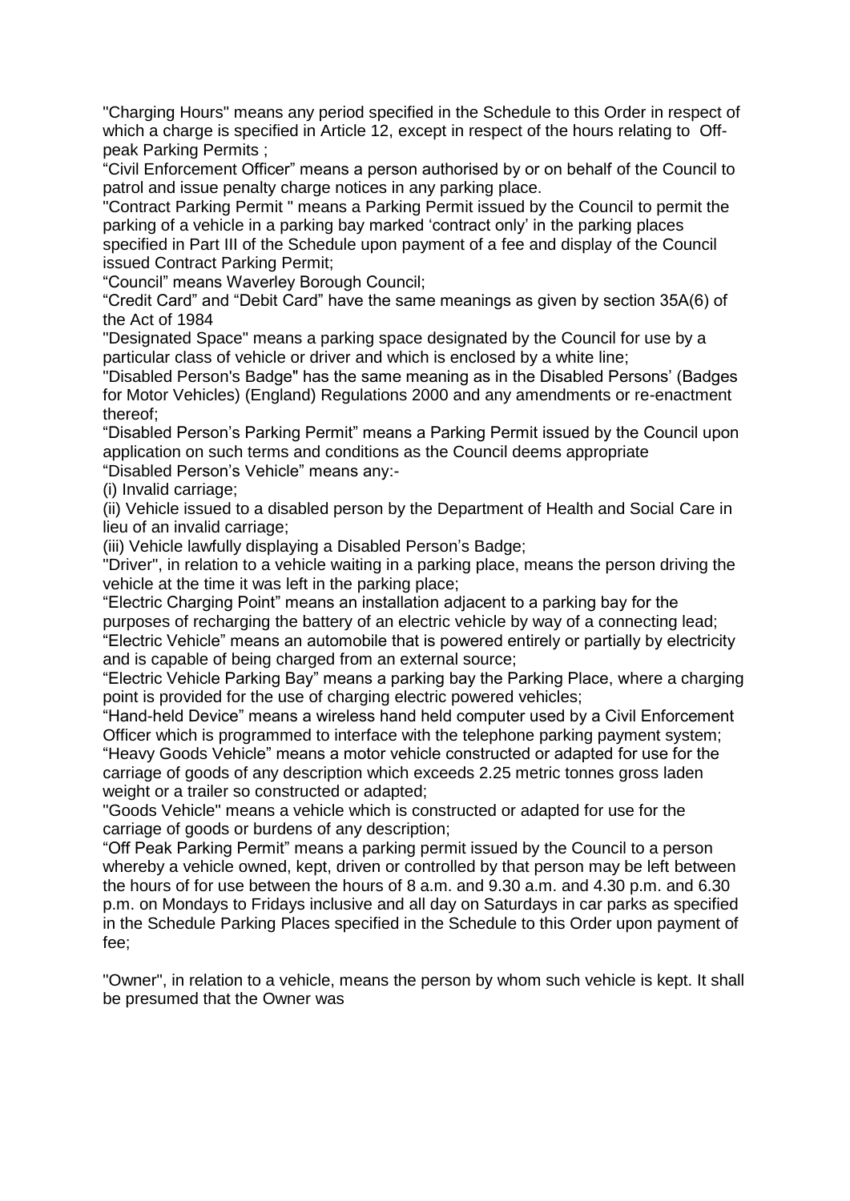"Charging Hours" means any period specified in the Schedule to this Order in respect of which a charge is specified in Article 12, except in respect of the hours relating to Off-peak Parking Permits ;

“Civil Enforcement Officer” means a person authorised by or on behalf of the Council to patrol and issue penalty charge notices in any parking place.

"Contract Parking Permit " means a Parking Permit issued by the Council to permit the parking of a vehicle in a parking bay marked ‘contract only’ in the parking places specified in Part III of the Schedule upon payment of a fee and display of the Council issued Contract Parking Permit;

“Council” means Waverley Borough Council;

“Credit Card” and “Debit Card” have the same meanings as given by section 35A(6) of the Act of 1984

"Designated Space" means a parking space designated by the Council for use by a particular class of vehicle or driver and which is enclosed by a white line;

"Disabled Person's Badge" has the same meaning as in the Disabled Persons’ (Badges for Motor Vehicles) (England) Regulations 2000 and any amendments or re-enactment thereof;

“Disabled Person’s Parking Permit” means a Parking Permit issued by the Council upon application on such terms and conditions as the Council deems appropriate

“Disabled Person’s Vehicle” means any:-

(i) Invalid carriage;

(ii) Vehicle issued to a disabled person by the Department of Health and Social Care in lieu of an invalid carriage;

(iii) Vehicle lawfully displaying a Disabled Person’s Badge;

"Driver", in relation to a vehicle waiting in a parking place, means the person driving the vehicle at the time it was left in the parking place;

“Electric Charging Point” means an installation adjacent to a parking bay for the purposes of recharging the battery of an electric vehicle by way of a connecting lead;

“Electric Vehicle” means an automobile that is powered entirely or partially by electricity and is capable of being charged from an external source;

“Electric Vehicle Parking Bay” means a parking bay the Parking Place, where a charging point is provided for the use of charging electric powered vehicles;

“Hand-held Device” means a wireless hand held computer used by a Civil Enforcement Officer which is programmed to interface with the telephone parking payment system;

“Heavy Goods Vehicle” means a motor vehicle constructed or adapted for use for the carriage of goods of any description which exceeds 2.25 metric tonnes gross laden weight or a trailer so constructed or adapted;

"Goods Vehicle" means a vehicle which is constructed or adapted for use for the carriage of goods or burdens of any description;

“Off Peak Parking Permit” means a parking permit issued by the Council to a person whereby a vehicle owned, kept, driven or controlled by that person may be left between the hours of for use between the hours of 8 a.m. and 9.30 a.m. and 4.30 p.m. and 6.30 p.m. on Mondays to Fridays inclusive and all day on Saturdays in car parks as specified in the Schedule Parking Places specified in the Schedule to this Order upon payment of fee;

"Owner", in relation to a vehicle, means the person by whom such vehicle is kept. It shall be presumed that the Owner was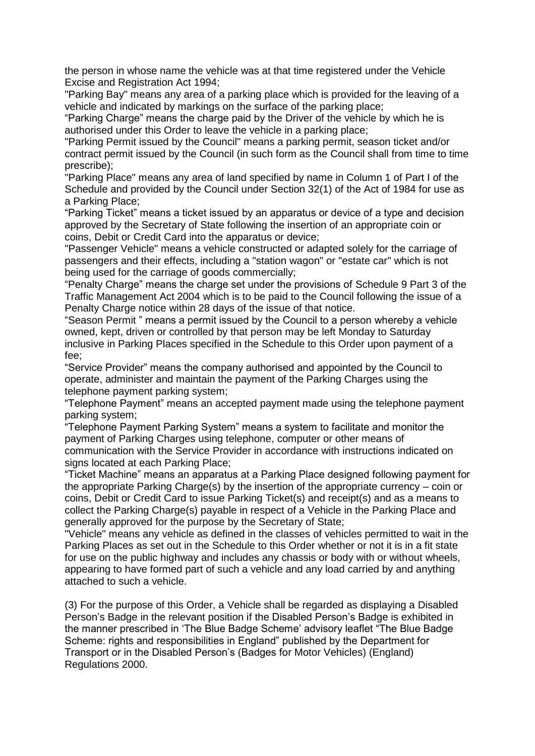the person in whose name the vehicle was at that time registered under the Vehicle Excise and Registration Act 1994;

"Parking Bay" means any area of a parking place which is provided for the leaving of a vehicle and indicated by markings on the surface of the parking place;

"Parking Charge" means the charge paid by the Driver of the vehicle by which he is authorised under this Order to leave the vehicle in a parking place;

"Parking Permit issued by the Council" means a parking permit, season ticket and/or contract permit issued by the Council (in such form as the Council shall from time to time prescribe);

"Parking Place" means any area of land specified by name in Column 1 of Part I of the Schedule and provided by the Council under Section 32(1) of the Act of 1984 for use as a Parking Place;

"Parking Ticket" means a ticket issued by an apparatus or device of a type and decision approved by the Secretary of State following the insertion of an appropriate coin or coins, Debit or Credit Card into the apparatus or device;

"Passenger Vehicle" means a vehicle constructed or adapted solely for the carriage of passengers and their effects, including a "station wagon" or "estate car" which is not being used for the carriage of goods commercially;

"Penalty Charge" means the charge set under the provisions of Schedule 9 Part 3 of the Traffic Management Act 2004 which is to be paid to the Council following the issue of a Penalty Charge notice within 28 days of the issue of that notice.

"Season Permit " means a permit issued by the Council to a person whereby a vehicle owned, kept, driven or controlled by that person may be left Monday to Saturday inclusive in Parking Places specified in the Schedule to this Order upon payment of a fee;

"Service Provider" means the company authorised and appointed by the Council to operate, administer and maintain the payment of the Parking Charges using the telephone payment parking system;

"Telephone Payment" means an accepted payment made using the telephone payment parking system;

"Telephone Payment Parking System" means a system to facilitate and monitor the payment of Parking Charges using telephone, computer or other means of communication with the Service Provider in accordance with instructions indicated on signs located at each Parking Place;

"Ticket Machine" means an apparatus at a Parking Place designed following payment for the appropriate Parking Charge(s) by the insertion of the appropriate currency – coin or coins, Debit or Credit Card to issue Parking Ticket(s) and receipt(s) and as a means to collect the Parking Charge(s) payable in respect of a Vehicle in the Parking Place and generally approved for the purpose by the Secretary of State;

"Vehicle" means any vehicle as defined in the classes of vehicles permitted to wait in the Parking Places as set out in the Schedule to this Order whether or not it is in a fit state for use on the public highway and includes any chassis or body with or without wheels, appearing to have formed part of such a vehicle and any load carried by and anything attached to such a vehicle.

(3) For the purpose of this Order, a Vehicle shall be regarded as displaying a Disabled Person's Badge in the relevant position if the Disabled Person's Badge is exhibited in the manner prescribed in 'The Blue Badge Scheme' advisory leaflet "The Blue Badge Scheme: rights and responsibilities in England" published by the Department for Transport or in the Disabled Person's (Badges for Motor Vehicles) (England) Regulations 2000.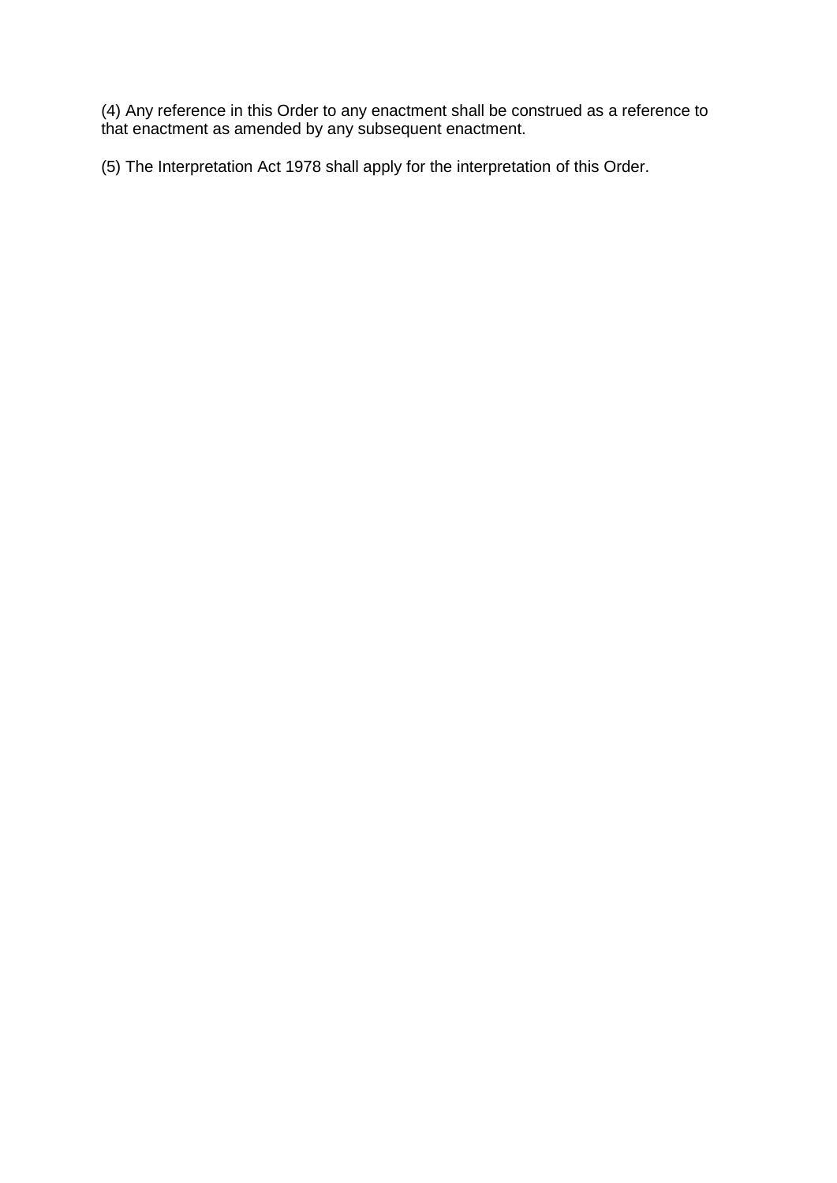(4) Any reference in this Order to any enactment shall be construed as a reference to that enactment as amended by any subsequent enactment.

(5) The Interpretation Act 1978 shall apply for the interpretation of this Order.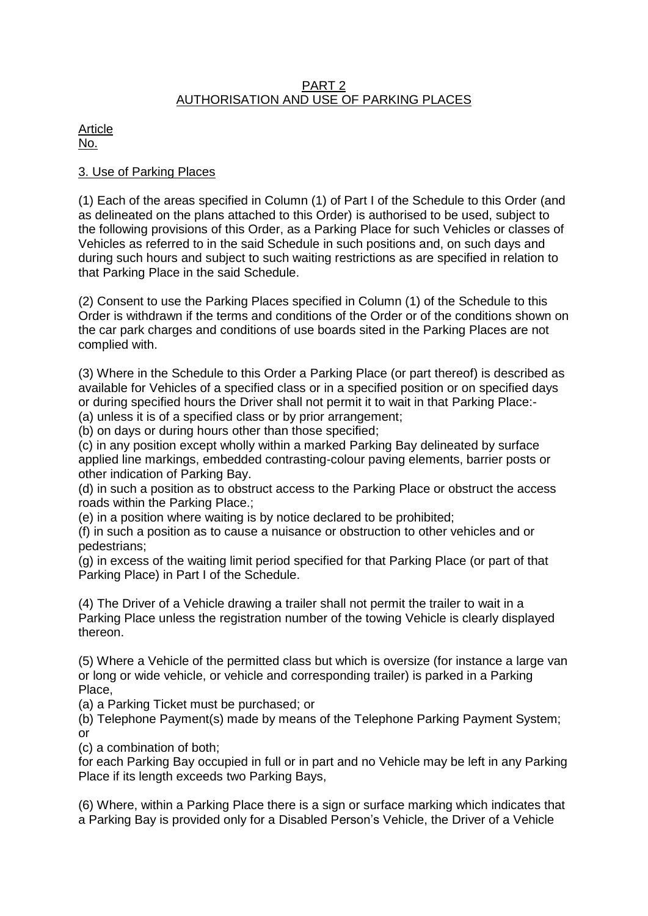## PART 2
## AUTHORISATION AND USE OF PARKING PLACES

Article
No.

### 3. Use of Parking Places

(1) Each of the areas specified in Column (1) of Part I of the Schedule to this Order (and as delineated on the plans attached to this Order) is authorised to be used, subject to the following provisions of this Order, as a Parking Place for such Vehicles or classes of Vehicles as referred to in the said Schedule in such positions and, on such days and during such hours and subject to such waiting restrictions as are specified in relation to that Parking Place in the said Schedule.

(2) Consent to use the Parking Places specified in Column (1) of the Schedule to this Order is withdrawn if the terms and conditions of the Order or of the conditions shown on the car park charges and conditions of use boards sited in the Parking Places are not complied with.

(3) Where in the Schedule to this Order a Parking Place (or part thereof) is described as available for Vehicles of a specified class or in a specified position or on specified days or during specified hours the Driver shall not permit it to wait in that Parking Place:-
(a) unless it is of a specified class or by prior arrangement;
(b) on days or during hours other than those specified;
(c) in any position except wholly within a marked Parking Bay delineated by surface applied line markings, embedded contrasting-colour paving elements, barrier posts or other indication of Parking Bay.
(d) in such a position as to obstruct access to the Parking Place or obstruct the access roads within the Parking Place.;
(e) in a position where waiting is by notice declared to be prohibited;
(f) in such a position as to cause a nuisance or obstruction to other vehicles and or pedestrians;
(g) in excess of the waiting limit period specified for that Parking Place (or part of that Parking Place) in Part I of the Schedule.

(4) The Driver of a Vehicle drawing a trailer shall not permit the trailer to wait in a Parking Place unless the registration number of the towing Vehicle is clearly displayed thereon.

(5) Where a Vehicle of the permitted class but which is oversize (for instance a large van or long or wide vehicle, or vehicle and corresponding trailer) is parked in a Parking Place,
(a) a Parking Ticket must be purchased; or
(b) Telephone Payment(s) made by means of the Telephone Parking Payment System; or
(c) a combination of both;
for each Parking Bay occupied in full or in part and no Vehicle may be left in any Parking Place if its length exceeds two Parking Bays,

(6) Where, within a Parking Place there is a sign or surface marking which indicates that a Parking Bay is provided only for a Disabled Person's Vehicle, the Driver of a Vehicle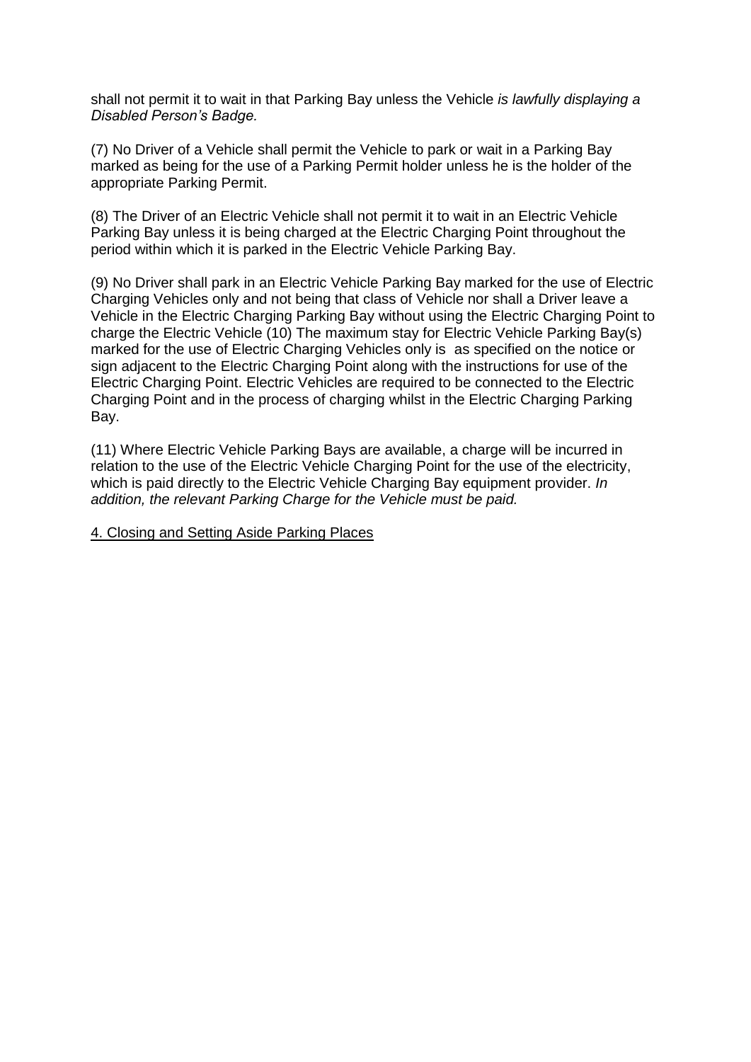shall not permit it to wait in that Parking Bay unless the Vehicle *is lawfully displaying a Disabled Person's Badge.*

(7) No Driver of a Vehicle shall permit the Vehicle to park or wait in a Parking Bay marked as being for the use of a Parking Permit holder unless he is the holder of the appropriate Parking Permit.

(8) The Driver of an Electric Vehicle shall not permit it to wait in an Electric Vehicle Parking Bay unless it is being charged at the Electric Charging Point throughout the period within which it is parked in the Electric Vehicle Parking Bay.

(9) No Driver shall park in an Electric Vehicle Parking Bay marked for the use of Electric Charging Vehicles only and not being that class of Vehicle nor shall a Driver leave a Vehicle in the Electric Charging Parking Bay without using the Electric Charging Point to charge the Electric Vehicle (10) The maximum stay for Electric Vehicle Parking Bay(s) marked for the use of Electric Charging Vehicles only is as specified on the notice or sign adjacent to the Electric Charging Point along with the instructions for use of the Electric Charging Point. Electric Vehicles are required to be connected to the Electric Charging Point and in the process of charging whilst in the Electric Charging Parking Bay.

(11) Where Electric Vehicle Parking Bays are available, a charge will be incurred in relation to the use of the Electric Vehicle Charging Point for the use of the electricity, which is paid directly to the Electric Vehicle Charging Bay equipment provider. *In addition, the relevant Parking Charge for the Vehicle must be paid.*

<u>4. Closing and Setting Aside Parking Places</u>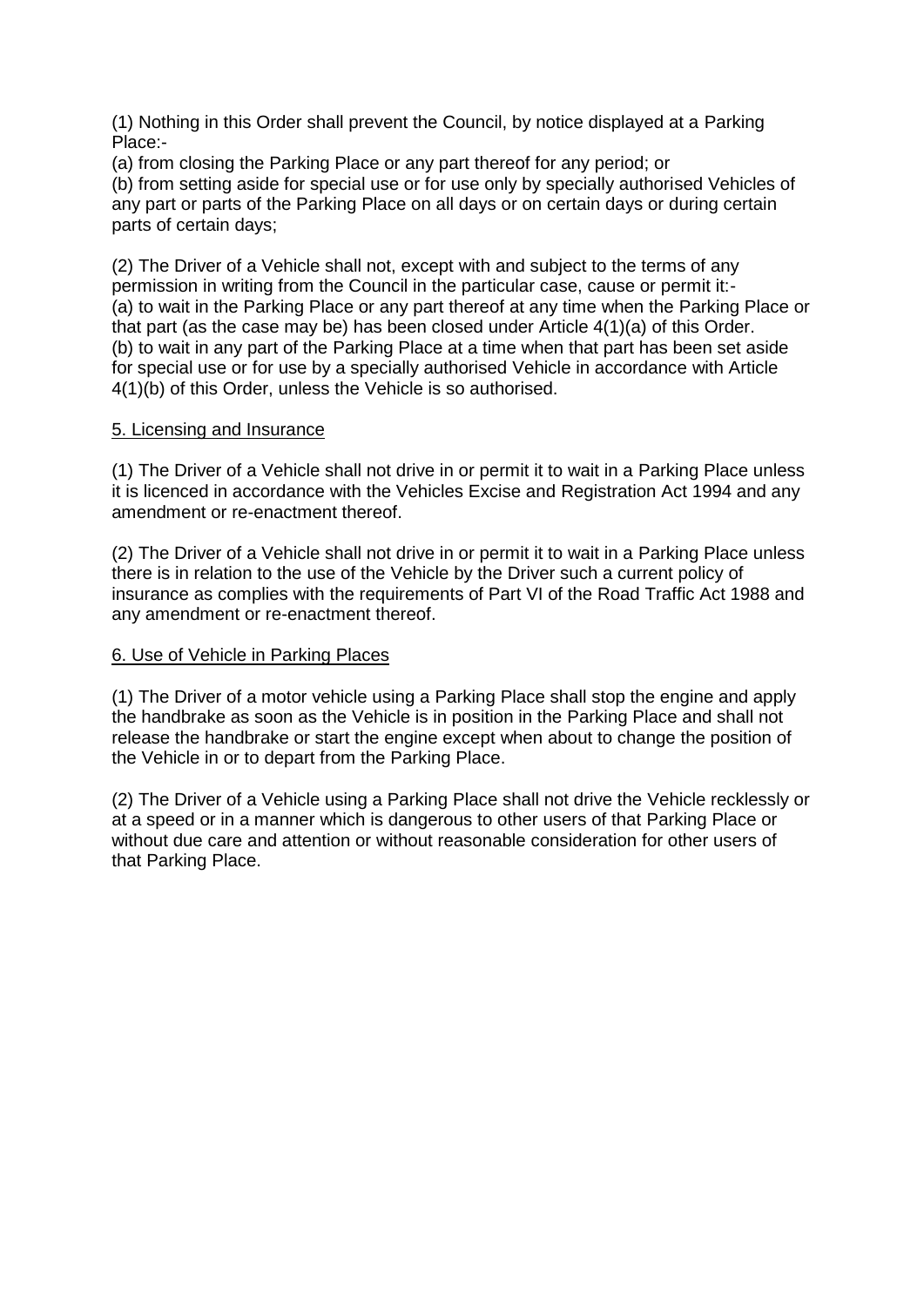(1) Nothing in this Order shall prevent the Council, by notice displayed at a Parking Place:-

(a) from closing the Parking Place or any part thereof for any period; or

(b) from setting aside for special use or for use only by specially authorised Vehicles of any part or parts of the Parking Place on all days or on certain days or during certain parts of certain days;

(2) The Driver of a Vehicle shall not, except with and subject to the terms of any permission in writing from the Council in the particular case, cause or permit it:-

(a) to wait in the Parking Place or any part thereof at any time when the Parking Place or that part (as the case may be) has been closed under Article 4(1)(a) of this Order.

(b) to wait in any part of the Parking Place at a time when that part has been set aside for special use or for use by a specially authorised Vehicle in accordance with Article 4(1)(b) of this Order, unless the Vehicle is so authorised.

## 5. Licensing and Insurance

(1) The Driver of a Vehicle shall not drive in or permit it to wait in a Parking Place unless it is licenced in accordance with the Vehicles Excise and Registration Act 1994 and any amendment or re-enactment thereof.

(2) The Driver of a Vehicle shall not drive in or permit it to wait in a Parking Place unless there is in relation to the use of the Vehicle by the Driver such a current policy of insurance as complies with the requirements of Part VI of the Road Traffic Act 1988 and any amendment or re-enactment thereof.

## 6. Use of Vehicle in Parking Places

(1) The Driver of a motor vehicle using a Parking Place shall stop the engine and apply the handbrake as soon as the Vehicle is in position in the Parking Place and shall not release the handbrake or start the engine except when about to change the position of the Vehicle in or to depart from the Parking Place.

(2) The Driver of a Vehicle using a Parking Place shall not drive the Vehicle recklessly or at a speed or in a manner which is dangerous to other users of that Parking Place or without due care and attention or without reasonable consideration for other users of that Parking Place.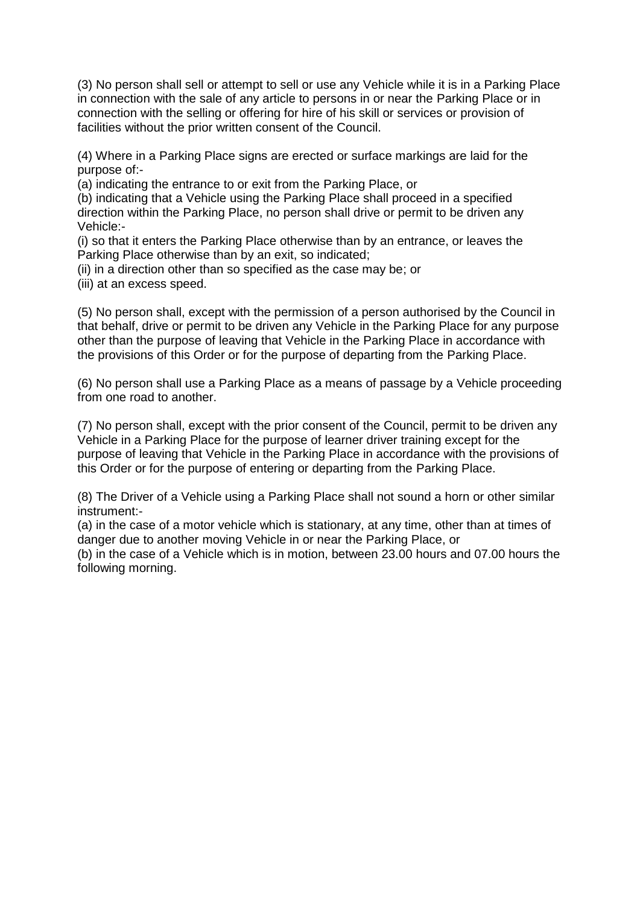(3) No person shall sell or attempt to sell or use any Vehicle while it is in a Parking Place in connection with the sale of any article to persons in or near the Parking Place or in connection with the selling or offering for hire of his skill or services or provision of facilities without the prior written consent of the Council.

(4) Where in a Parking Place signs are erected or surface markings are laid for the purpose of:-

(a) indicating the entrance to or exit from the Parking Place, or

(b) indicating that a Vehicle using the Parking Place shall proceed in a specified direction within the Parking Place, no person shall drive or permit to be driven any Vehicle:-

(i) so that it enters the Parking Place otherwise than by an entrance, or leaves the Parking Place otherwise than by an exit, so indicated;

(ii) in a direction other than so specified as the case may be; or

(iii) at an excess speed.

(5) No person shall, except with the permission of a person authorised by the Council in that behalf, drive or permit to be driven any Vehicle in the Parking Place for any purpose other than the purpose of leaving that Vehicle in the Parking Place in accordance with the provisions of this Order or for the purpose of departing from the Parking Place.

(6) No person shall use a Parking Place as a means of passage by a Vehicle proceeding from one road to another.

(7) No person shall, except with the prior consent of the Council, permit to be driven any Vehicle in a Parking Place for the purpose of learner driver training except for the purpose of leaving that Vehicle in the Parking Place in accordance with the provisions of this Order or for the purpose of entering or departing from the Parking Place.

(8) The Driver of a Vehicle using a Parking Place shall not sound a horn or other similar instrument:-

(a) in the case of a motor vehicle which is stationary, at any time, other than at times of danger due to another moving Vehicle in or near the Parking Place, or

(b) in the case of a Vehicle which is in motion, between 23.00 hours and 07.00 hours the following morning.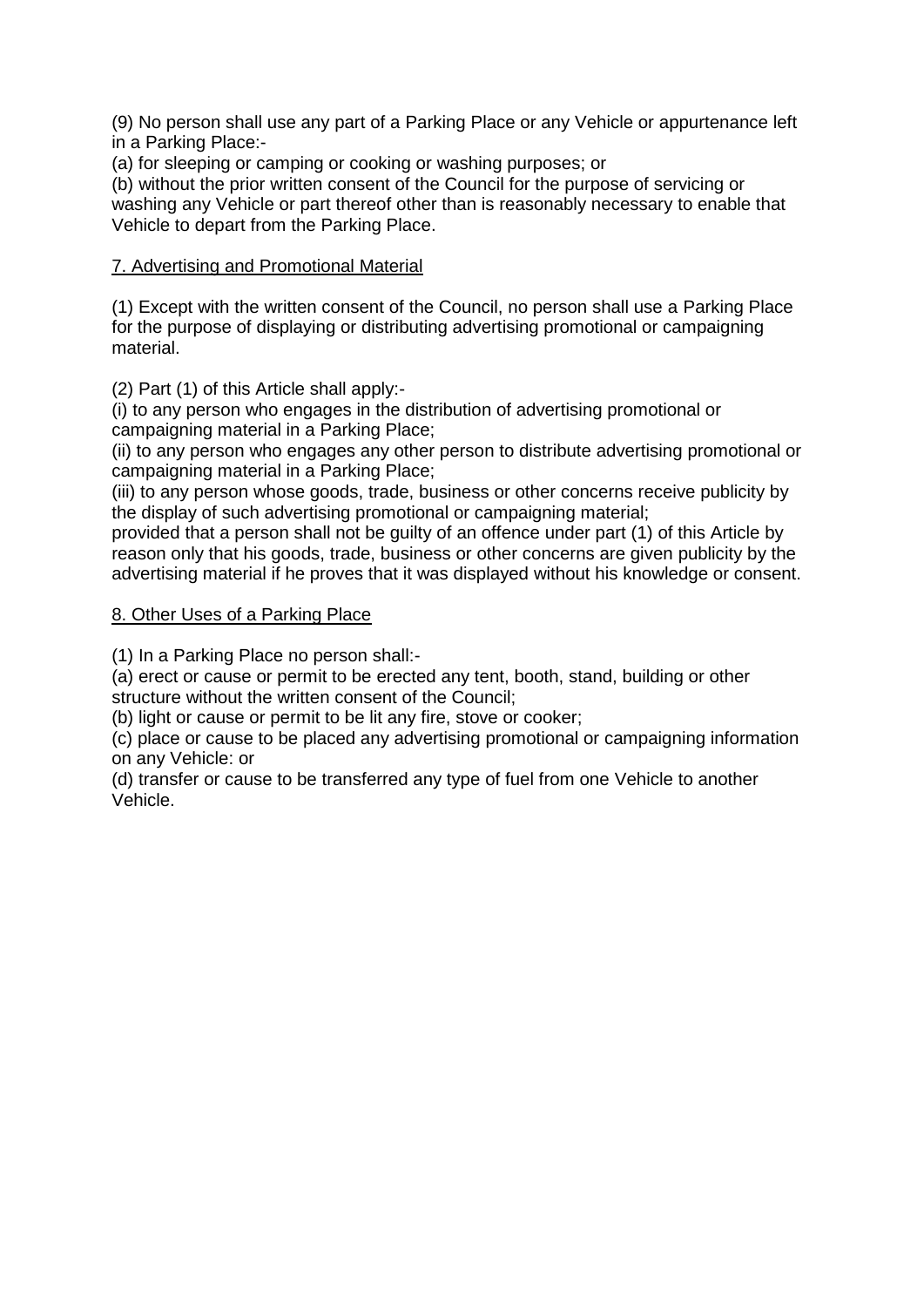(9) No person shall use any part of a Parking Place or any Vehicle or appurtenance left in a Parking Place:-

(a) for sleeping or camping or cooking or washing purposes; or

(b) without the prior written consent of the Council for the purpose of servicing or washing any Vehicle or part thereof other than is reasonably necessary to enable that Vehicle to depart from the Parking Place.

## 7. Advertising and Promotional Material

(1) Except with the written consent of the Council, no person shall use a Parking Place for the purpose of displaying or distributing advertising promotional or campaigning material.

(2) Part (1) of this Article shall apply:-

(i) to any person who engages in the distribution of advertising promotional or campaigning material in a Parking Place;

(ii) to any person who engages any other person to distribute advertising promotional or campaigning material in a Parking Place;

(iii) to any person whose goods, trade, business or other concerns receive publicity by the display of such advertising promotional or campaigning material;

provided that a person shall not be guilty of an offence under part (1) of this Article by reason only that his goods, trade, business or other concerns are given publicity by the advertising material if he proves that it was displayed without his knowledge or consent.

## 8. Other Uses of a Parking Place

(1) In a Parking Place no person shall:-

(a) erect or cause or permit to be erected any tent, booth, stand, building or other structure without the written consent of the Council;

(b) light or cause or permit to be lit any fire, stove or cooker;

(c) place or cause to be placed any advertising promotional or campaigning information on any Vehicle: or

(d) transfer or cause to be transferred any type of fuel from one Vehicle to another Vehicle.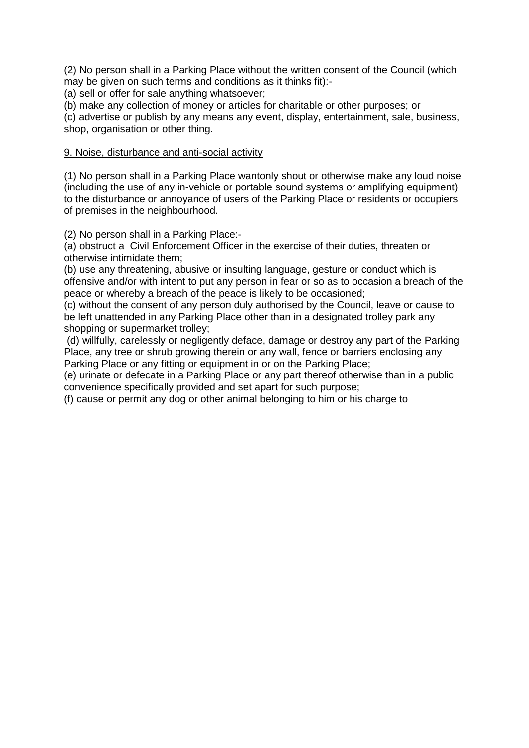(2) No person shall in a Parking Place without the written consent of the Council (which may be given on such terms and conditions as it thinks fit):-

(a) sell or offer for sale anything whatsoever;

(b) make any collection of money or articles for charitable or other purposes; or

(c) advertise or publish by any means any event, display, entertainment, sale, business, shop, organisation or other thing.

<u>9. Noise, disturbance and anti-social activity</u>

(1) No person shall in a Parking Place wantonly shout or otherwise make any loud noise (including the use of any in-vehicle or portable sound systems or amplifying equipment) to the disturbance or annoyance of users of the Parking Place or residents or occupiers of premises in the neighbourhood.

(2) No person shall in a Parking Place:-

(a) obstruct a Civil Enforcement Officer in the exercise of their duties, threaten or otherwise intimidate them;

(b) use any threatening, abusive or insulting language, gesture or conduct which is offensive and/or with intent to put any person in fear or so as to occasion a breach of the peace or whereby a breach of the peace is likely to be occasioned;

(c) without the consent of any person duly authorised by the Council, leave or cause to be left unattended in any Parking Place other than in a designated trolley park any shopping or supermarket trolley;

(d) willfully, carelessly or negligently deface, damage or destroy any part of the Parking Place, any tree or shrub growing therein or any wall, fence or barriers enclosing any Parking Place or any fitting or equipment in or on the Parking Place;

(e) urinate or defecate in a Parking Place or any part thereof otherwise than in a public convenience specifically provided and set apart for such purpose;

(f) cause or permit any dog or other animal belonging to him or his charge to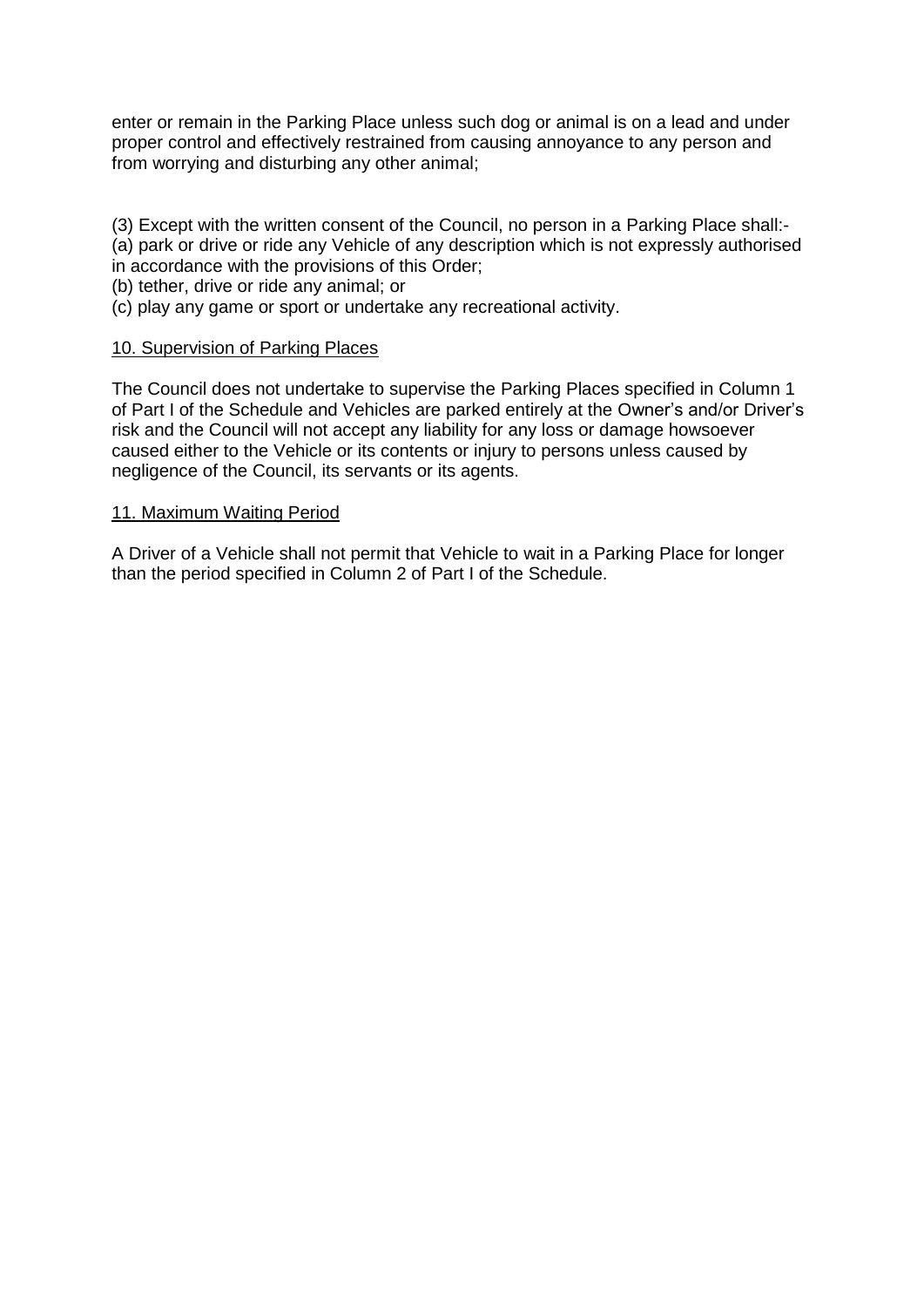enter or remain in the Parking Place unless such dog or animal is on a lead and under proper control and effectively restrained from causing annoyance to any person and from worrying and disturbing any other animal;

(3) Except with the written consent of the Council, no person in a Parking Place shall:-
(a) park or drive or ride any Vehicle of any description which is not expressly authorised in accordance with the provisions of this Order;
(b) tether, drive or ride any animal; or
(c) play any game or sport or undertake any recreational activity.

<u>10. Supervision of Parking Places</u>

The Council does not undertake to supervise the Parking Places specified in Column 1 of Part I of the Schedule and Vehicles are parked entirely at the Owner's and/or Driver's risk and the Council will not accept any liability for any loss or damage howsoever caused either to the Vehicle or its contents or injury to persons unless caused by negligence of the Council, its servants or its agents.

<u>11. Maximum Waiting Period</u>

A Driver of a Vehicle shall not permit that Vehicle to wait in a Parking Place for longer than the period specified in Column 2 of Part I of the Schedule.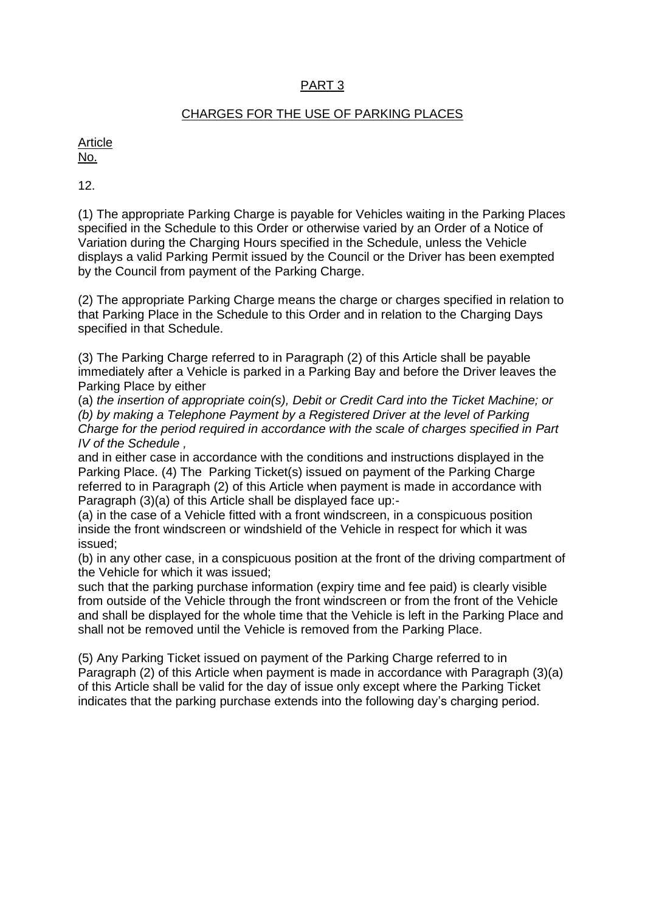PART 3

CHARGES FOR THE USE OF PARKING PLACES

Article
No.

12.

(1) The appropriate Parking Charge is payable for Vehicles waiting in the Parking Places specified in the Schedule to this Order or otherwise varied by an Order of a Notice of Variation during the Charging Hours specified in the Schedule, unless the Vehicle displays a valid Parking Permit issued by the Council or the Driver has been exempted by the Council from payment of the Parking Charge.

(2) The appropriate Parking Charge means the charge or charges specified in relation to that Parking Place in the Schedule to this Order and in relation to the Charging Days specified in that Schedule.

(3) The Parking Charge referred to in Paragraph (2) of this Article shall be payable immediately after a Vehicle is parked in a Parking Bay and before the Driver leaves the Parking Place by either

(a) *the insertion of appropriate coin(s), Debit or Credit Card into the Ticket Machine; or*
*(b) by making a Telephone Payment by a Registered Driver at the level of Parking Charge for the period required in accordance with the scale of charges specified in Part IV of the Schedule ,*
and in either case in accordance with the conditions and instructions displayed in the Parking Place. (4) The Parking Ticket(s) issued on payment of the Parking Charge referred to in Paragraph (2) of this Article when payment is made in accordance with Paragraph (3)(a) of this Article shall be displayed face up:-

(a) in the case of a Vehicle fitted with a front windscreen, in a conspicuous position inside the front windscreen or windshield of the Vehicle in respect for which it was issued;
(b) in any other case, in a conspicuous position at the front of the driving compartment of the Vehicle for which it was issued;
such that the parking purchase information (expiry time and fee paid) is clearly visible from outside of the Vehicle through the front windscreen or from the front of the Vehicle and shall be displayed for the whole time that the Vehicle is left in the Parking Place and shall not be removed until the Vehicle is removed from the Parking Place.

(5) Any Parking Ticket issued on payment of the Parking Charge referred to in Paragraph (2) of this Article when payment is made in accordance with Paragraph (3)(a) of this Article shall be valid for the day of issue only except where the Parking Ticket indicates that the parking purchase extends into the following day's charging period.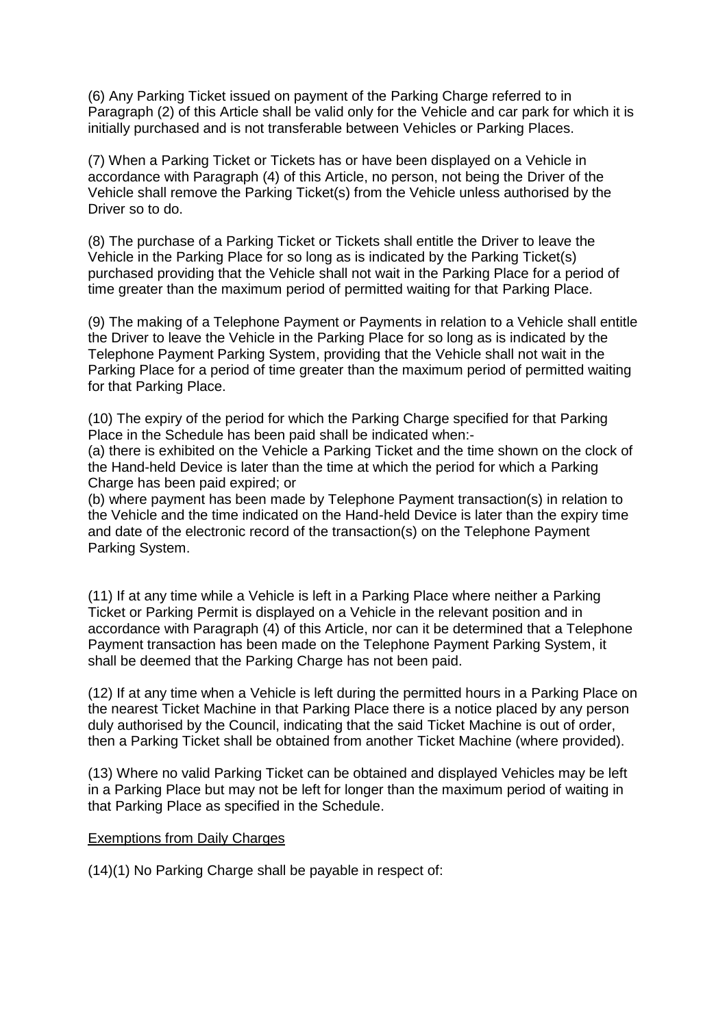(6) Any Parking Ticket issued on payment of the Parking Charge referred to in Paragraph (2) of this Article shall be valid only for the Vehicle and car park for which it is initially purchased and is not transferable between Vehicles or Parking Places.

(7) When a Parking Ticket or Tickets has or have been displayed on a Vehicle in accordance with Paragraph (4) of this Article, no person, not being the Driver of the Vehicle shall remove the Parking Ticket(s) from the Vehicle unless authorised by the Driver so to do.

(8) The purchase of a Parking Ticket or Tickets shall entitle the Driver to leave the Vehicle in the Parking Place for so long as is indicated by the Parking Ticket(s) purchased providing that the Vehicle shall not wait in the Parking Place for a period of time greater than the maximum period of permitted waiting for that Parking Place.

(9) The making of a Telephone Payment or Payments in relation to a Vehicle shall entitle the Driver to leave the Vehicle in the Parking Place for so long as is indicated by the Telephone Payment Parking System, providing that the Vehicle shall not wait in the Parking Place for a period of time greater than the maximum period of permitted waiting for that Parking Place.

(10) The expiry of the period for which the Parking Charge specified for that Parking Place in the Schedule has been paid shall be indicated when:-
(a) there is exhibited on the Vehicle a Parking Ticket and the time shown on the clock of the Hand-held Device is later than the time at which the period for which a Parking Charge has been paid expired; or
(b) where payment has been made by Telephone Payment transaction(s) in relation to the Vehicle and the time indicated on the Hand-held Device is later than the expiry time and date of the electronic record of the transaction(s) on the Telephone Payment Parking System.

(11) If at any time while a Vehicle is left in a Parking Place where neither a Parking Ticket or Parking Permit is displayed on a Vehicle in the relevant position and in accordance with Paragraph (4) of this Article, nor can it be determined that a Telephone Payment transaction has been made on the Telephone Payment Parking System, it shall be deemed that the Parking Charge has not been paid.

(12) If at any time when a Vehicle is left during the permitted hours in a Parking Place on the nearest Ticket Machine in that Parking Place there is a notice placed by any person duly authorised by the Council, indicating that the said Ticket Machine is out of order, then a Parking Ticket shall be obtained from another Ticket Machine (where provided).

(13) Where no valid Parking Ticket can be obtained and displayed Vehicles may be left in a Parking Place but may not be left for longer than the maximum period of waiting in that Parking Place as specified in the Schedule.

<u>Exemptions from Daily Charges</u>

(14)(1) No Parking Charge shall be payable in respect of: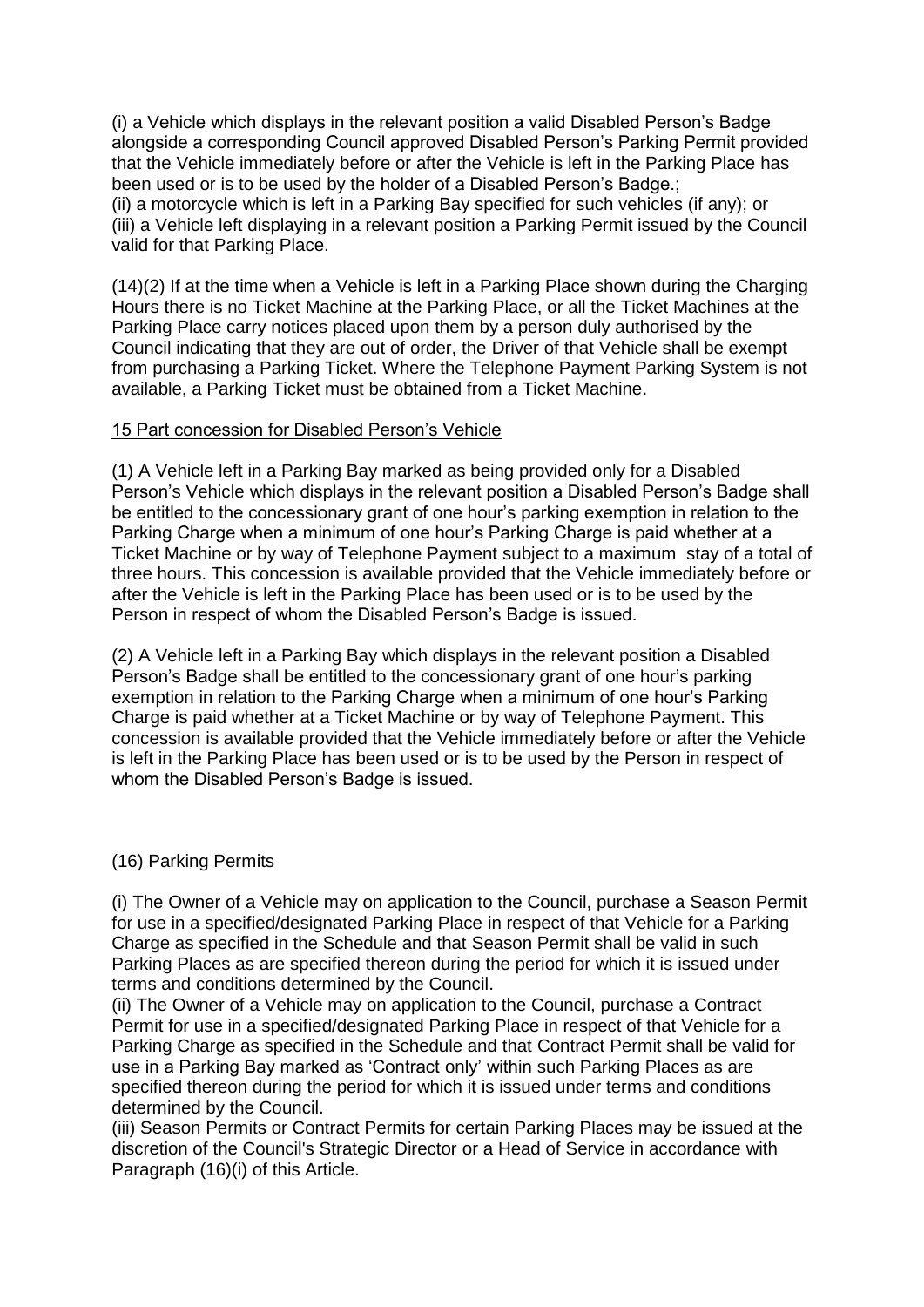(i) a Vehicle which displays in the relevant position a valid Disabled Person's Badge alongside a corresponding Council approved Disabled Person's Parking Permit provided that the Vehicle immediately before or after the Vehicle is left in the Parking Place has been used or is to be used by the holder of a Disabled Person's Badge.;
(ii) a motorcycle which is left in a Parking Bay specified for such vehicles (if any); or
(iii) a Vehicle left displaying in a relevant position a Parking Permit issued by the Council valid for that Parking Place.

(14)(2) If at the time when a Vehicle is left in a Parking Place shown during the Charging Hours there is no Ticket Machine at the Parking Place, or all the Ticket Machines at the Parking Place carry notices placed upon them by a person duly authorised by the Council indicating that they are out of order, the Driver of that Vehicle shall be exempt from purchasing a Parking Ticket. Where the Telephone Payment Parking System is not available, a Parking Ticket must be obtained from a Ticket Machine.

15 Part concession for Disabled Person's Vehicle

(1) A Vehicle left in a Parking Bay marked as being provided only for a Disabled Person's Vehicle which displays in the relevant position a Disabled Person's Badge shall be entitled to the concessionary grant of one hour's parking exemption in relation to the Parking Charge when a minimum of one hour's Parking Charge is paid whether at a Ticket Machine or by way of Telephone Payment subject to a maximum stay of a total of three hours. This concession is available provided that the Vehicle immediately before or after the Vehicle is left in the Parking Place has been used or is to be used by the Person in respect of whom the Disabled Person's Badge is issued.

(2) A Vehicle left in a Parking Bay which displays in the relevant position a Disabled Person's Badge shall be entitled to the concessionary grant of one hour's parking exemption in relation to the Parking Charge when a minimum of one hour's Parking Charge is paid whether at a Ticket Machine or by way of Telephone Payment. This concession is available provided that the Vehicle immediately before or after the Vehicle is left in the Parking Place has been used or is to be used by the Person in respect of whom the Disabled Person's Badge is issued.

(16) Parking Permits

(i) The Owner of a Vehicle may on application to the Council, purchase a Season Permit for use in a specified/designated Parking Place in respect of that Vehicle for a Parking Charge as specified in the Schedule and that Season Permit shall be valid in such Parking Places as are specified thereon during the period for which it is issued under terms and conditions determined by the Council.
(ii) The Owner of a Vehicle may on application to the Council, purchase a Contract Permit for use in a specified/designated Parking Place in respect of that Vehicle for a Parking Charge as specified in the Schedule and that Contract Permit shall be valid for use in a Parking Bay marked as 'Contract only' within such Parking Places as are specified thereon during the period for which it is issued under terms and conditions determined by the Council.
(iii) Season Permits or Contract Permits for certain Parking Places may be issued at the discretion of the Council's Strategic Director or a Head of Service in accordance with Paragraph (16)(i) of this Article.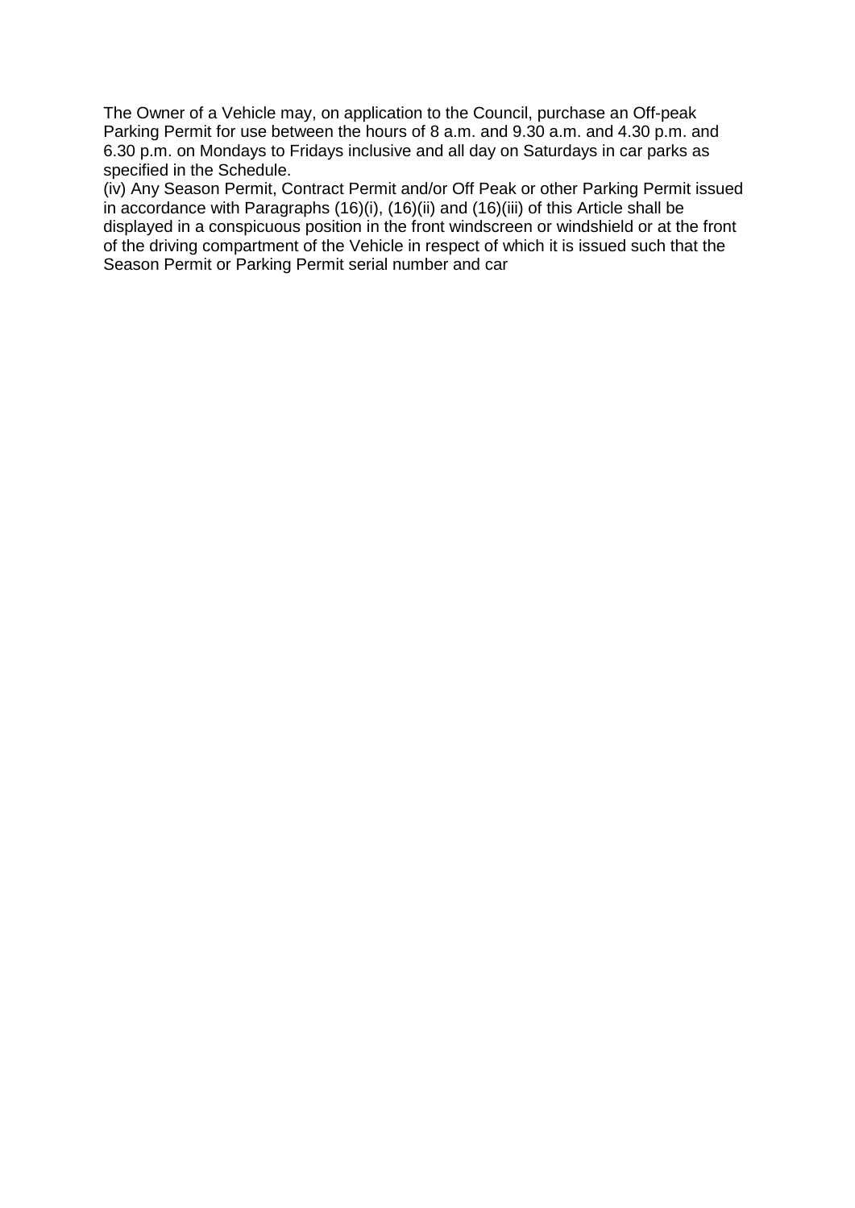The Owner of a Vehicle may, on application to the Council, purchase an Off-peak Parking Permit for use between the hours of 8 a.m. and 9.30 a.m. and 4.30 p.m. and 6.30 p.m. on Mondays to Fridays inclusive and all day on Saturdays in car parks as specified in the Schedule.

(iv) Any Season Permit, Contract Permit and/or Off Peak or other Parking Permit issued in accordance with Paragraphs (16)(i), (16)(ii) and (16)(iii) of this Article shall be displayed in a conspicuous position in the front windscreen or windshield or at the front of the driving compartment of the Vehicle in respect of which it is issued such that the Season Permit or Parking Permit serial number and car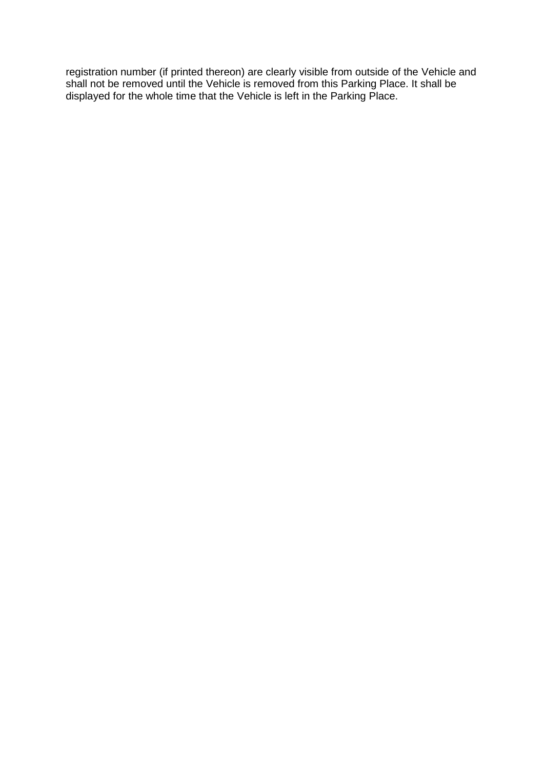registration number (if printed thereon) are clearly visible from outside of the Vehicle and shall not be removed until the Vehicle is removed from this Parking Place. It shall be displayed for the whole time that the Vehicle is left in the Parking Place.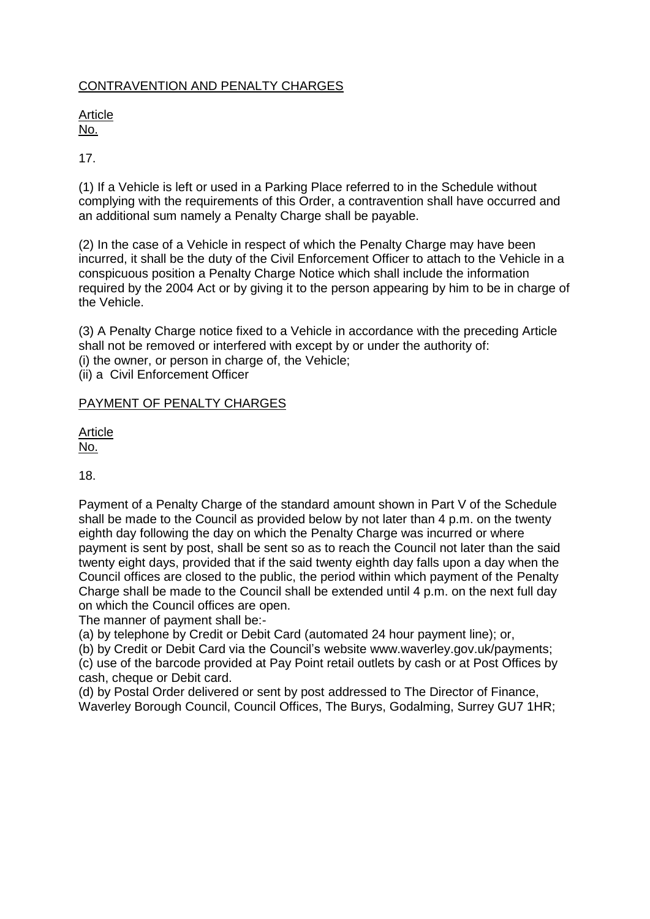## CONTRAVENTION AND PENALTY CHARGES

Article
No.

17.

(1) If a Vehicle is left or used in a Parking Place referred to in the Schedule without complying with the requirements of this Order, a contravention shall have occurred and an additional sum namely a Penalty Charge shall be payable.

(2) In the case of a Vehicle in respect of which the Penalty Charge may have been incurred, it shall be the duty of the Civil Enforcement Officer to attach to the Vehicle in a conspicuous position a Penalty Charge Notice which shall include the information required by the 2004 Act or by giving it to the person appearing by him to be in charge of the Vehicle.

(3) A Penalty Charge notice fixed to a Vehicle in accordance with the preceding Article shall not be removed or interfered with except by or under the authority of:
(i) the owner, or person in charge of, the Vehicle;
(ii) a Civil Enforcement Officer

## PAYMENT OF PENALTY CHARGES

Article
No.

18.

Payment of a Penalty Charge of the standard amount shown in Part V of the Schedule shall be made to the Council as provided below by not later than 4 p.m. on the twenty eighth day following the day on which the Penalty Charge was incurred or where payment is sent by post, shall be sent so as to reach the Council not later than the said twenty eight days, provided that if the said twenty eighth day falls upon a day when the Council offices are closed to the public, the period within which payment of the Penalty Charge shall be made to the Council shall be extended until 4 p.m. on the next full day on which the Council offices are open.
The manner of payment shall be:-
(a) by telephone by Credit or Debit Card (automated 24 hour payment line); or,
(b) by Credit or Debit Card via the Council's website www.waverley.gov.uk/payments;
(c) use of the barcode provided at Pay Point retail outlets by cash or at Post Offices by cash, cheque or Debit card.
(d) by Postal Order delivered or sent by post addressed to The Director of Finance, Waverley Borough Council, Council Offices, The Burys, Godalming, Surrey GU7 1HR;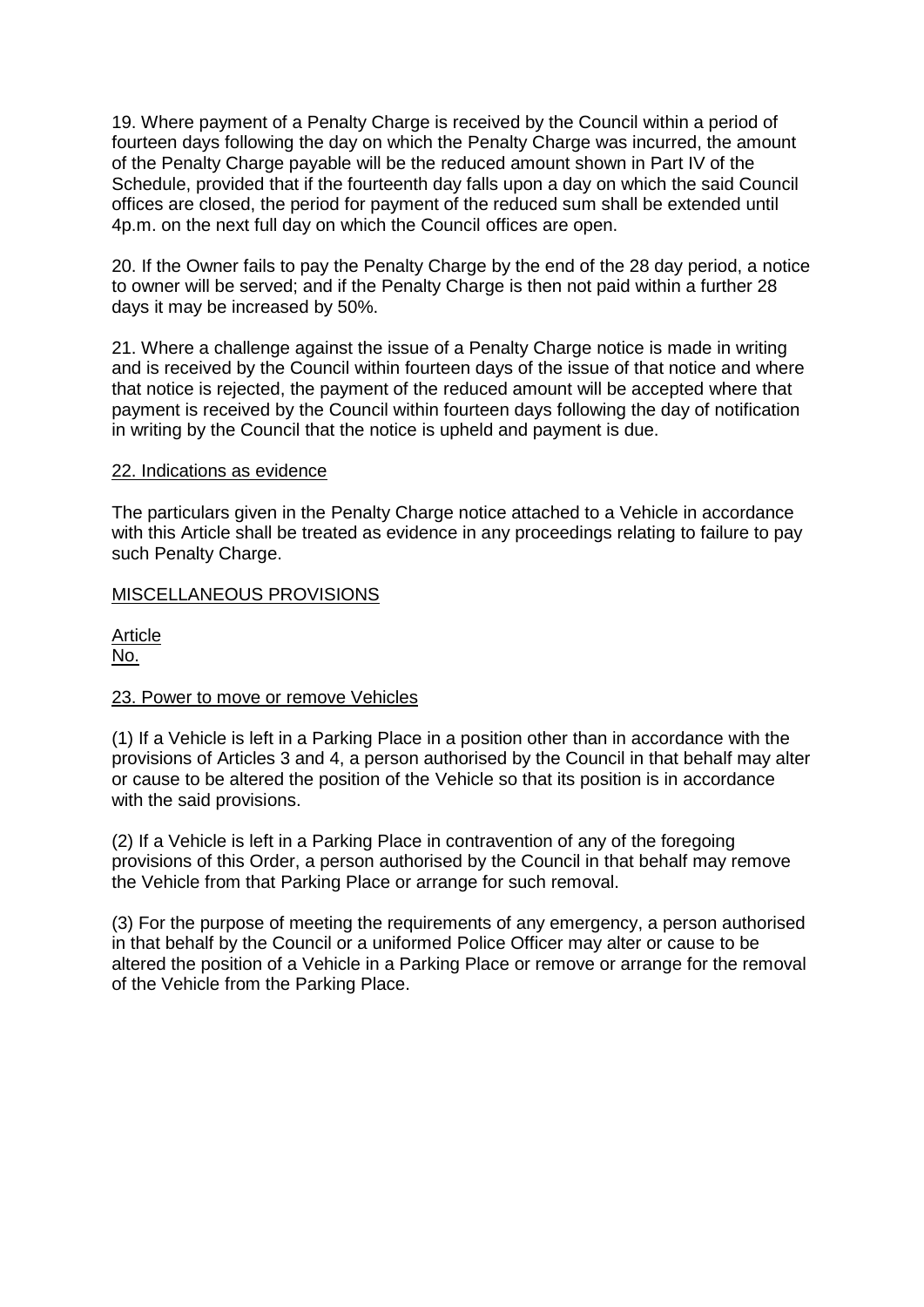19. Where payment of a Penalty Charge is received by the Council within a period of fourteen days following the day on which the Penalty Charge was incurred, the amount of the Penalty Charge payable will be the reduced amount shown in Part IV of the Schedule, provided that if the fourteenth day falls upon a day on which the said Council offices are closed, the period for payment of the reduced sum shall be extended until 4p.m. on the next full day on which the Council offices are open.

20. If the Owner fails to pay the Penalty Charge by the end of the 28 day period, a notice to owner will be served; and if the Penalty Charge is then not paid within a further 28 days it may be increased by 50%.

21. Where a challenge against the issue of a Penalty Charge notice is made in writing and is received by the Council within fourteen days of the issue of that notice and where that notice is rejected, the payment of the reduced amount will be accepted where that payment is received by the Council within fourteen days following the day of notification in writing by the Council that the notice is upheld and payment is due.

22. Indications as evidence

The particulars given in the Penalty Charge notice attached to a Vehicle in accordance with this Article shall be treated as evidence in any proceedings relating to failure to pay such Penalty Charge.

MISCELLANEOUS PROVISIONS

Article
No.

23. Power to move or remove Vehicles

(1) If a Vehicle is left in a Parking Place in a position other than in accordance with the provisions of Articles 3 and 4, a person authorised by the Council in that behalf may alter or cause to be altered the position of the Vehicle so that its position is in accordance with the said provisions.

(2) If a Vehicle is left in a Parking Place in contravention of any of the foregoing provisions of this Order, a person authorised by the Council in that behalf may remove the Vehicle from that Parking Place or arrange for such removal.

(3) For the purpose of meeting the requirements of any emergency, a person authorised in that behalf by the Council or a uniformed Police Officer may alter or cause to be altered the position of a Vehicle in a Parking Place or remove or arrange for the removal of the Vehicle from the Parking Place.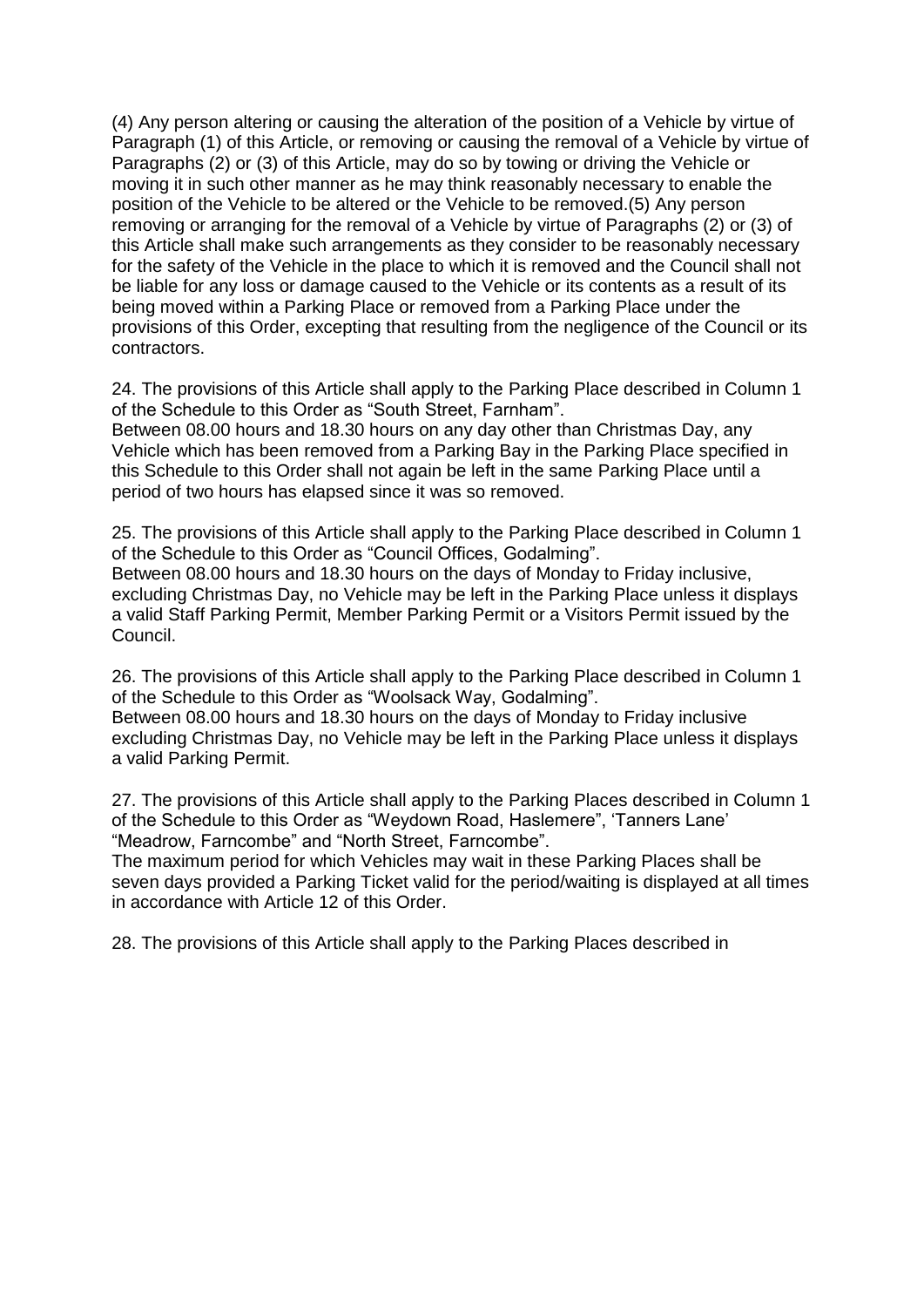(4) Any person altering or causing the alteration of the position of a Vehicle by virtue of Paragraph (1) of this Article, or removing or causing the removal of a Vehicle by virtue of Paragraphs (2) or (3) of this Article, may do so by towing or driving the Vehicle or moving it in such other manner as he may think reasonably necessary to enable the position of the Vehicle to be altered or the Vehicle to be removed.(5) Any person removing or arranging for the removal of a Vehicle by virtue of Paragraphs (2) or (3) of this Article shall make such arrangements as they consider to be reasonably necessary for the safety of the Vehicle in the place to which it is removed and the Council shall not be liable for any loss or damage caused to the Vehicle or its contents as a result of its being moved within a Parking Place or removed from a Parking Place under the provisions of this Order, excepting that resulting from the negligence of the Council or its contractors.

24. The provisions of this Article shall apply to the Parking Place described in Column 1 of the Schedule to this Order as "South Street, Farnham".
Between 08.00 hours and 18.30 hours on any day other than Christmas Day, any Vehicle which has been removed from a Parking Bay in the Parking Place specified in this Schedule to this Order shall not again be left in the same Parking Place until a period of two hours has elapsed since it was so removed.

25. The provisions of this Article shall apply to the Parking Place described in Column 1 of the Schedule to this Order as "Council Offices, Godalming".
Between 08.00 hours and 18.30 hours on the days of Monday to Friday inclusive, excluding Christmas Day, no Vehicle may be left in the Parking Place unless it displays a valid Staff Parking Permit, Member Parking Permit or a Visitors Permit issued by the Council.

26. The provisions of this Article shall apply to the Parking Place described in Column 1 of the Schedule to this Order as "Woolsack Way, Godalming".
Between 08.00 hours and 18.30 hours on the days of Monday to Friday inclusive excluding Christmas Day, no Vehicle may be left in the Parking Place unless it displays a valid Parking Permit.

27. The provisions of this Article shall apply to the Parking Places described in Column 1 of the Schedule to this Order as "Weydown Road, Haslemere", 'Tanners Lane' "Meadrow, Farncombe" and "North Street, Farncombe".
The maximum period for which Vehicles may wait in these Parking Places shall be seven days provided a Parking Ticket valid for the period/waiting is displayed at all times in accordance with Article 12 of this Order.

28. The provisions of this Article shall apply to the Parking Places described in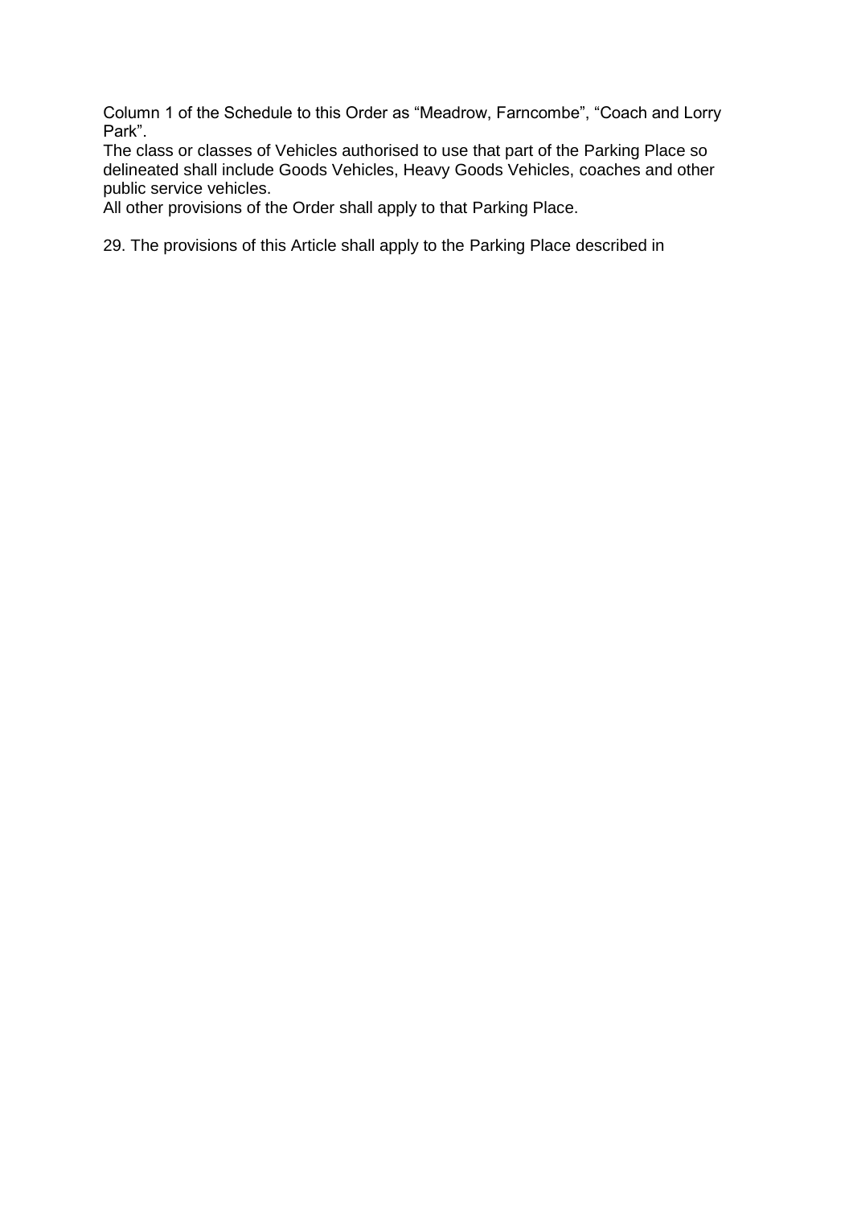Column 1 of the Schedule to this Order as “Meadrow, Farncombe”, “Coach and Lorry Park”.
The class or classes of Vehicles authorised to use that part of the Parking Place so delineated shall include Goods Vehicles, Heavy Goods Vehicles, coaches and other public service vehicles.
All other provisions of the Order shall apply to that Parking Place.

29. The provisions of this Article shall apply to the Parking Place described in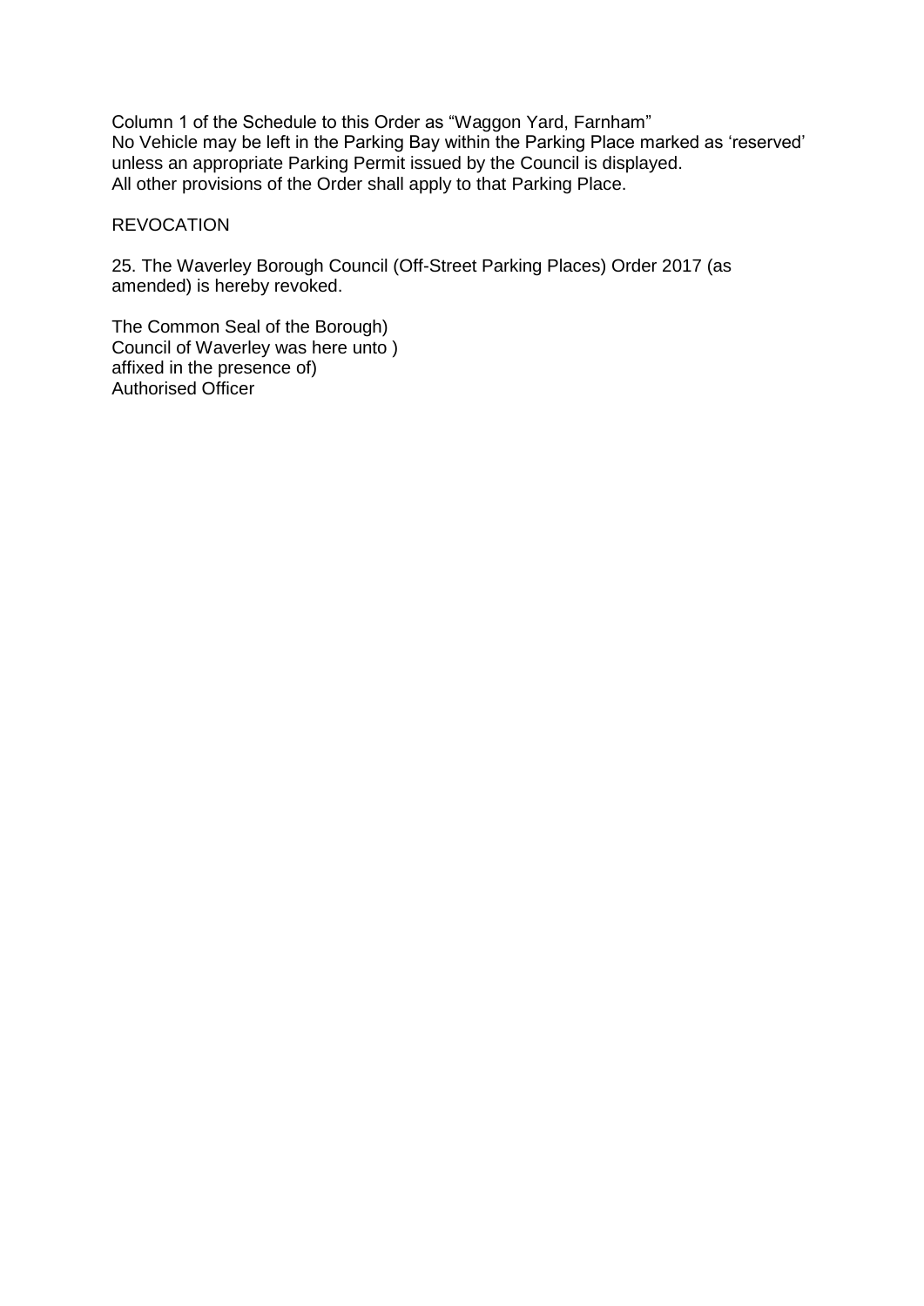Column 1 of the Schedule to this Order as "Waggon Yard, Farnham"
No Vehicle may be left in the Parking Bay within the Parking Place marked as 'reserved' unless an appropriate Parking Permit issued by the Council is displayed.
All other provisions of the Order shall apply to that Parking Place.

## REVOCATION

25. The Waverley Borough Council (Off-Street Parking Places) Order 2017 (as amended) is hereby revoked.

The Common Seal of the Borough)
Council of Waverley was here unto )
affixed in the presence of)
Authorised Officer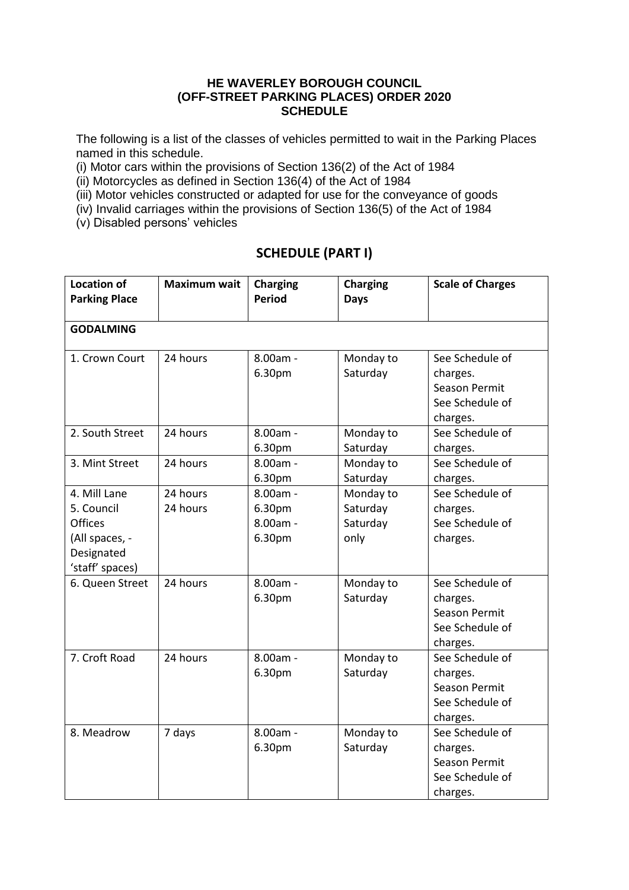**HE WAVERLEY BOROUGH COUNCIL**
**(OFF-STREET PARKING PLACES) ORDER 2020**
**SCHEDULE**

The following is a list of the classes of vehicles permitted to wait in the Parking Places named in this schedule.

(i) Motor cars within the provisions of Section 136(2) of the Act of 1984
(ii) Motorcycles as defined in Section 136(4) of the Act of 1984
(iii) Motor vehicles constructed or adapted for use for the conveyance of goods
(iv) Invalid carriages within the provisions of Section 136(5) of the Act of 1984
(v) Disabled persons' vehicles

## SCHEDULE (PART I)

| Location of Parking Place | Maximum wait | Charging Period | Charging Days | Scale of Charges |
|---|---|---|---|---|
| **GODALMING** | | | | |
| 1. Crown Court | 24 hours | 8.00am - 6.30pm | Monday to Saturday | See Schedule of charges. Season Permit See Schedule of charges. |
| 2. South Street | 24 hours | 8.00am - 6.30pm | Monday to Saturday | See Schedule of charges. |
| 3. Mint Street | 24 hours | 8.00am - 6.30pm | Monday to Saturday | See Schedule of charges. |
| 4. Mill Lane | 24 hours | 8.00am - 6.30pm | Monday to Saturday | See Schedule of charges. |
| 5. Council Offices (All spaces, - Designated 'staff' spaces) | 24 hours | 8.00am - 6.30pm | Saturday only | See Schedule of charges. |
| 6. Queen Street | 24 hours | 8.00am - 6.30pm | Monday to Saturday | See Schedule of charges. Season Permit See Schedule of charges. |
| 7. Croft Road | 24 hours | 8.00am - 6.30pm | Monday to Saturday | See Schedule of charges. Season Permit See Schedule of charges. |
| 8. Meadrow | 7 days | 8.00am - 6.30pm | Monday to Saturday | See Schedule of charges. Season Permit See Schedule of charges. |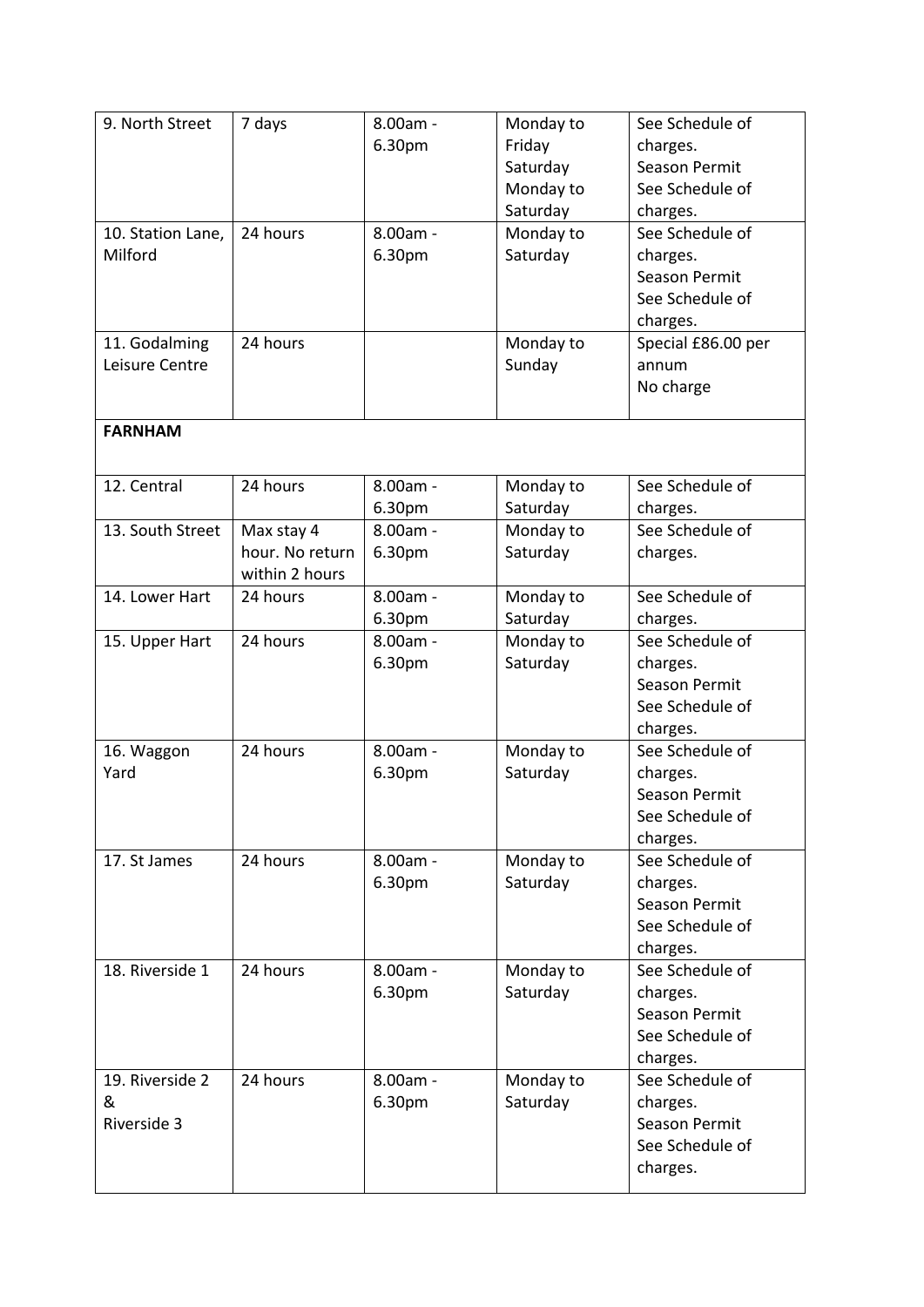| 9. North Street | 7 days | 8.00am - 6.30pm | Monday to Friday<br>Saturday<br>Monday to Saturday | See Schedule of charges.<br>Season Permit<br>See Schedule of charges. |
|---|---|---|---|---|
| 10. Station Lane, Milford | 24 hours | 8.00am - 6.30pm | Monday to Saturday | See Schedule of charges.<br>Season Permit<br>See Schedule of charges. |
| 11. Godalming Leisure Centre | 24 hours | | Monday to Sunday | Special £86.00 per annum<br>No charge |
| **FARNHAM** | | | | |
| 12. Central | 24 hours | 8.00am - 6.30pm | Monday to Saturday | See Schedule of charges. |
| 13. South Street | Max stay 4 hour. No return within 2 hours | 8.00am - 6.30pm | Monday to Saturday | See Schedule of charges. |
| 14. Lower Hart | 24 hours | 8.00am - 6.30pm | Monday to Saturday | See Schedule of charges. |
| 15. Upper Hart | 24 hours | 8.00am - 6.30pm | Monday to Saturday | See Schedule of charges.<br>Season Permit<br>See Schedule of charges. |
| 16. Waggon Yard | 24 hours | 8.00am - 6.30pm | Monday to Saturday | See Schedule of charges.<br>Season Permit<br>See Schedule of charges. |
| 17. St James | 24 hours | 8.00am - 6.30pm | Monday to Saturday | See Schedule of charges.<br>Season Permit<br>See Schedule of charges. |
| 18. Riverside 1 | 24 hours | 8.00am - 6.30pm | Monday to Saturday | See Schedule of charges.<br>Season Permit<br>See Schedule of charges. |
| 19. Riverside 2 &<br>Riverside 3 | 24 hours | 8.00am - 6.30pm | Monday to Saturday | See Schedule of charges.<br>Season Permit<br>See Schedule of charges. |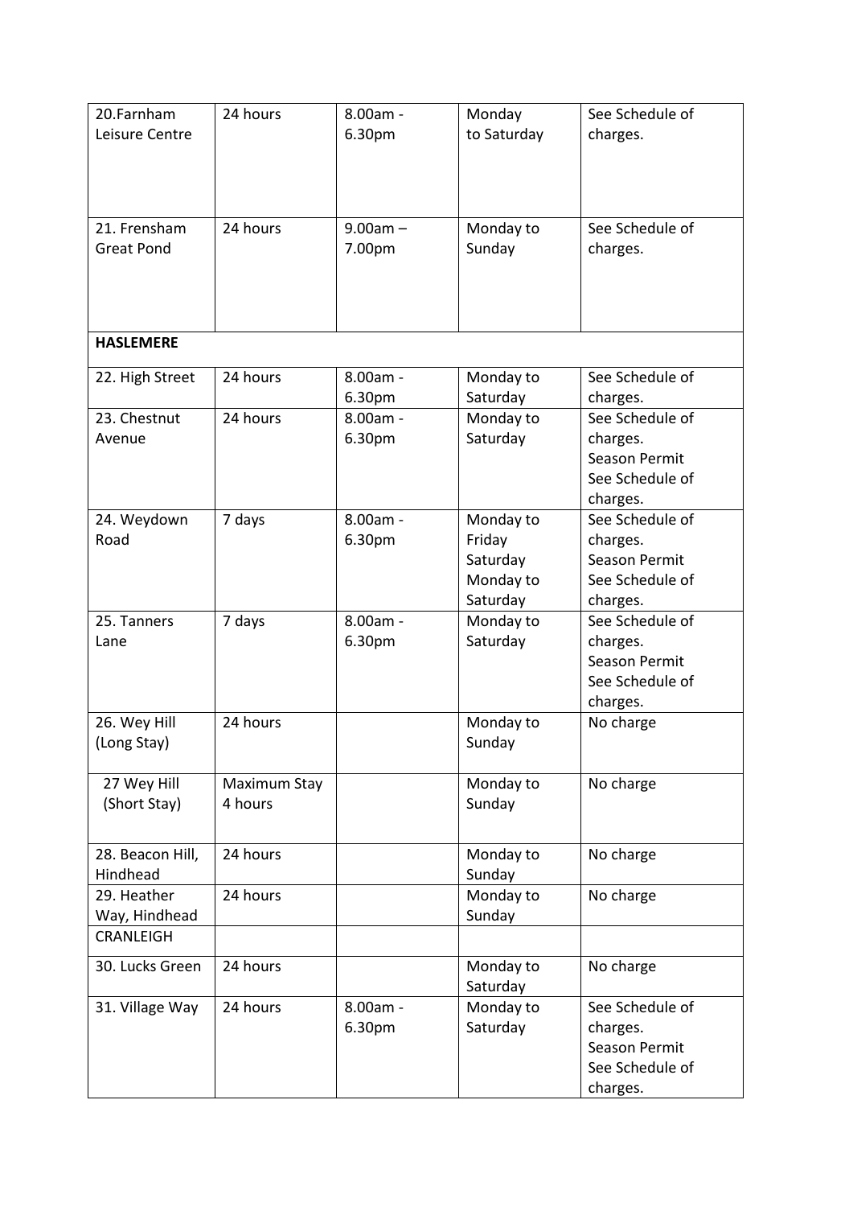| | | | | |
|---|---|---|---|---|
| 20.Farnham Leisure Centre | 24 hours | 8.00am - 6.30pm | Monday to Saturday | See Schedule of charges. |
| 21. Frensham Great Pond | 24 hours | 9.00am – 7.00pm | Monday to Sunday | See Schedule of charges. |
| **HASLEMERE** | | | | |
| 22. High Street | 24 hours | 8.00am - 6.30pm | Monday to Saturday | See Schedule of charges. |
| 23. Chestnut Avenue | 24 hours | 8.00am - 6.30pm | Monday to Saturday | See Schedule of charges. Season Permit See Schedule of charges. |
| 24. Weydown Road | 7 days | 8.00am - 6.30pm | Monday to Friday Saturday Monday to Saturday | See Schedule of charges. Season Permit See Schedule of charges. |
| 25. Tanners Lane | 7 days | 8.00am - 6.30pm | Monday to Saturday | See Schedule of charges. Season Permit See Schedule of charges. |
| 26. Wey Hill (Long Stay) | 24 hours | | Monday to Sunday | No charge |
| 27 Wey Hill (Short Stay) | Maximum Stay 4 hours | | Monday to Sunday | No charge |
| 28. Beacon Hill, Hindhead | 24 hours | | Monday to Sunday | No charge |
| 29. Heather Way, Hindhead | 24 hours | | Monday to Sunday | No charge |
| CRANLEIGH | | | | |
| 30. Lucks Green | 24 hours | | Monday to Saturday | No charge |
| 31. Village Way | 24 hours | 8.00am - 6.30pm | Monday to Saturday | See Schedule of charges. Season Permit See Schedule of charges. |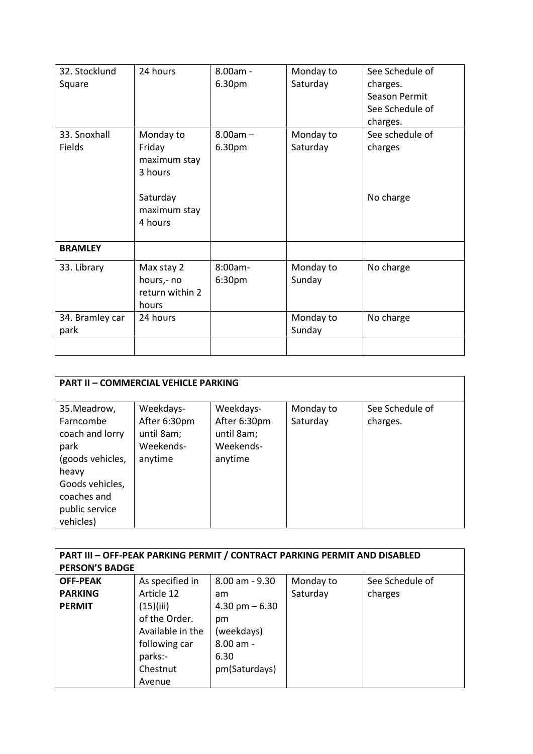| | | | | |
|---|---|---|---|---|
| 32. Stocklund Square | 24 hours | 8.00am - 6.30pm | Monday to Saturday | See Schedule of charges. Season Permit See Schedule of charges. |
| 33. Snoxhall Fields | Monday to Friday maximum stay 3 hours<br><br>Saturday maximum stay 4 hours | 8.00am – 6.30pm | Monday to Saturday | See schedule of charges<br><br>No charge |
| **BRAMLEY** | | | | |
| 33. Library | Max stay 2 hours,- no return within 2 hours | 8:00am-6:30pm | Monday to Sunday | No charge |
| 34. Bramley car park | 24 hours | | Monday to Sunday | No charge |
| | | | | |

| **PART II – COMMERCIAL VEHICLE PARKING** | | | | |
|---|---|---|---|---|
| 35.Meadrow, Farncombe coach and lorry park (goods vehicles, heavy Goods vehicles, coaches and public service vehicles) | Weekdays- After 6:30pm until 8am; Weekends- anytime | Weekdays- After 6:30pm until 8am; Weekends- anytime | Monday to Saturday | See Schedule of charges. |

| **PART III – OFF-PEAK PARKING PERMIT / CONTRACT PARKING PERMIT AND DISABLED PERSON'S BADGE** | | | | |
|---|---|---|---|---|
| **OFF-PEAK PARKING PERMIT** | As specified in Article 12 (15)(iii) of the Order. Available in the following car parks:- Chestnut Avenue | 8.00 am - 9.30 am<br>4.30 pm – 6.30 pm (weekdays)<br>8.00 am - 6.30 pm(Saturdays) | Monday to Saturday | See Schedule of charges |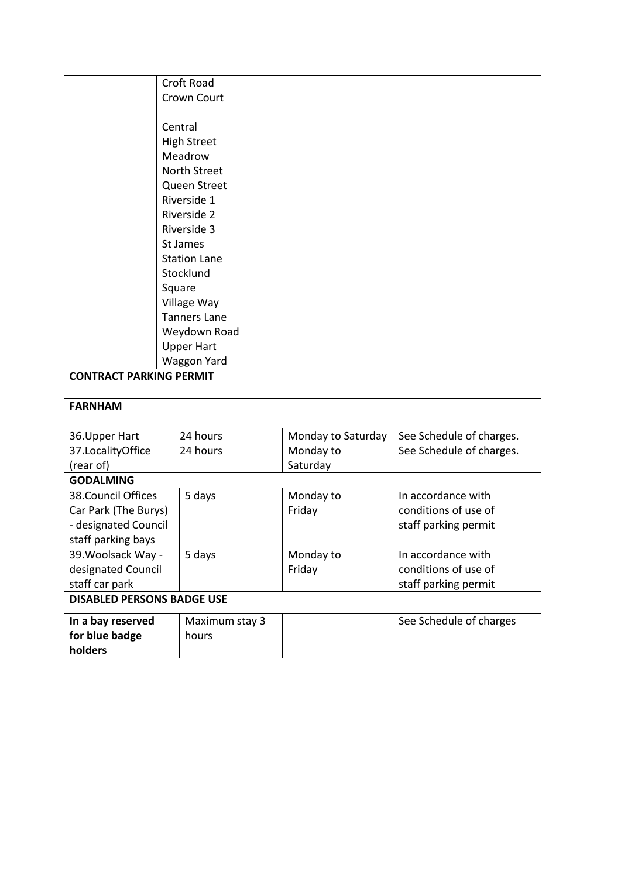| | | | | | |
|---|---|---|---|---|---|
| | Croft Road<br>Crown Court<br><br>Central<br>High Street<br>Meadrow<br>North Street<br>Queen Street<br>Riverside 1<br>Riverside 2<br>Riverside 3<br>St James<br>Station Lane<br>Stocklund<br>Square<br>Village Way<br>Tanners Lane<br>Weydown Road<br>Upper Hart<br>Waggon Yard | | | | |

| | | | |
|---|---|---|---|
| **CONTRACT PARKING PERMIT** | | | |
| **FARNHAM** | | | |
| 36.Upper Hart | 24 hours | Monday to Saturday | See Schedule of charges. |
| 37.LocalityOffice (rear of) | 24 hours | Monday to Saturday | See Schedule of charges. |
| **GODALMING** | | | |
| 38.Council Offices Car Park (The Burys) - designated Council staff parking bays | 5 days | Monday to Friday | In accordance with conditions of use of staff parking permit |
| 39.Woolsack Way - designated Council staff car park | 5 days | Monday to Friday | In accordance with conditions of use of staff parking permit |
| **DISABLED PERSONS BADGE USE** | | | |
| **In a bay reserved for blue badge holders** | Maximum stay 3 hours | | See Schedule of charges |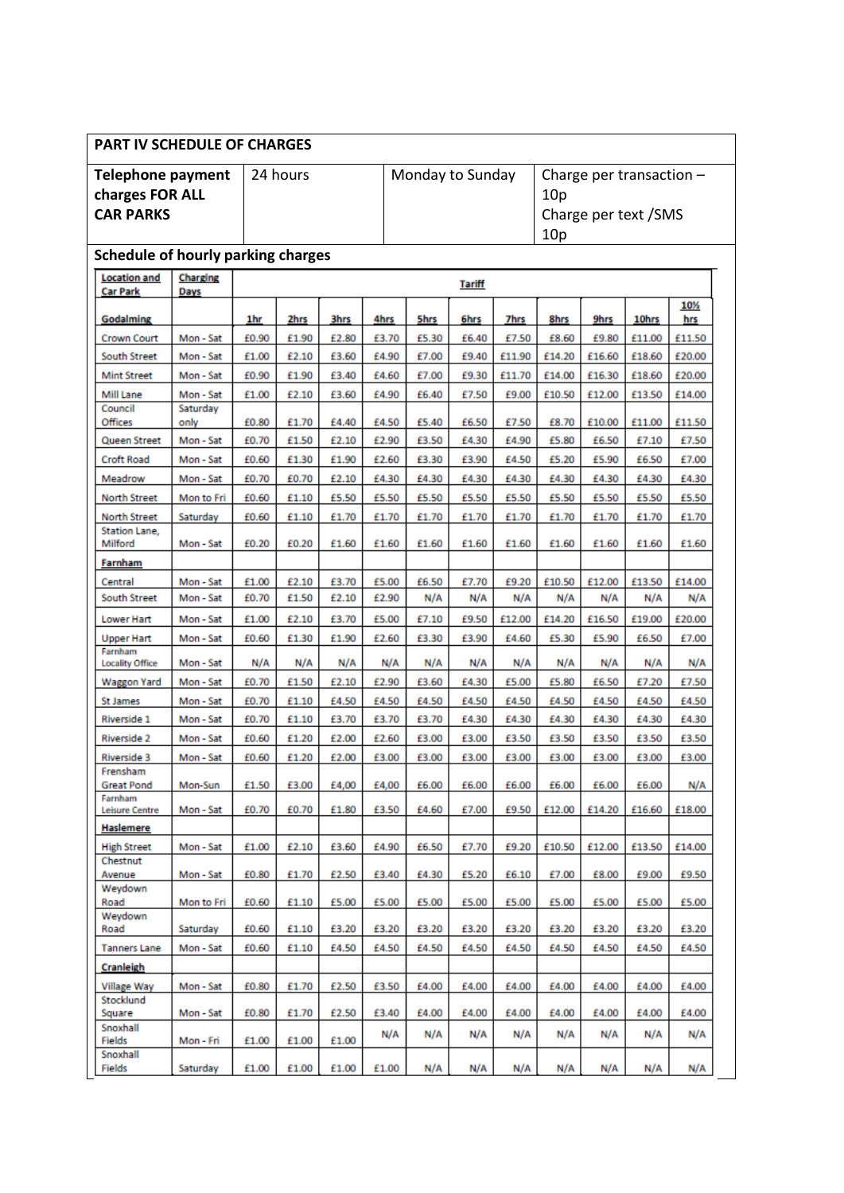## PART IV SCHEDULE OF CHARGES

| Telephone payment charges FOR ALL CAR PARKS | 24 hours | Monday to Sunday | Charge per transaction – 10p<br>Charge per text /SMS 10p |
|---|---|---|---|

### Schedule of hourly parking charges

| Location and Car Park | Charging Days | Tariff | | | | | | | | | | |
|---|---|---|---|---|---|---|---|---|---|---|---|---|
| **Godalming** | | 1hr | 2hrs | 3hrs | 4hrs | 5hrs | 6hrs | 7hrs | 8hrs | 9hrs | 10hrs | 10½ hrs |
| Crown Court | Mon - Sat | £0.90 | £1.90 | £2.80 | £3.70 | £5.30 | £6.40 | £7.50 | £8.60 | £9.80 | £11.00 | £11.50 |
| South Street | Mon - Sat | £1.00 | £2.10 | £3.60 | £4.90 | £7.00 | £9.40 | £11.90 | £14.20 | £16.60 | £18.60 | £20.00 |
| Mint Street | Mon - Sat | £0.90 | £1.90 | £3.40 | £4.60 | £7.00 | £9.30 | £11.70 | £14.00 | £16.30 | £18.60 | £20.00 |
| Mill Lane | Mon - Sat | £1.00 | £2.10 | £3.60 | £4.90 | £6.40 | £7.50 | £9.00 | £10.50 | £12.00 | £13.50 | £14.00 |
| Council Offices | Saturday only | £0.80 | £1.70 | £4.40 | £4.50 | £5.40 | £6.50 | £7.50 | £8.70 | £10.00 | £11.00 | £11.50 |
| Queen Street | Mon - Sat | £0.70 | £1.50 | £2.10 | £2.90 | £3.50 | £4.30 | £4.90 | £5.80 | £6.50 | £7.10 | £7.50 |
| Croft Road | Mon - Sat | £0.60 | £1.30 | £1.90 | £2.60 | £3.30 | £3.90 | £4.50 | £5.20 | £5.90 | £6.50 | £7.00 |
| Meadrow | Mon - Sat | £0.70 | £0.70 | £2.10 | £4.30 | £4.30 | £4.30 | £4.30 | £4.30 | £4.30 | £4.30 | £4.30 |
| North Street | Mon to Fri | £0.60 | £1.10 | £5.50 | £5.50 | £5.50 | £5.50 | £5.50 | £5.50 | £5.50 | £5.50 | £5.50 |
| North Street | Saturday | £0.60 | £1.10 | £1.70 | £1.70 | £1.70 | £1.70 | £1.70 | £1.70 | £1.70 | £1.70 | £1.70 |
| Station Lane, Milford | Mon - Sat | £0.20 | £0.20 | £1.60 | £1.60 | £1.60 | £1.60 | £1.60 | £1.60 | £1.60 | £1.60 | £1.60 |
| **Farnham** | | | | | | | | | | | | |
| Central | Mon - Sat | £1.00 | £2.10 | £3.70 | £5.00 | £6.50 | £7.70 | £9.20 | £10.50 | £12.00 | £13.50 | £14.00 |
| South Street | Mon - Sat | £0.70 | £1.50 | £2.10 | £2.90 | N/A | N/A | N/A | N/A | N/A | N/A | N/A |
| Lower Hart | Mon - Sat | £1.00 | £2.10 | £3.70 | £5.00 | £7.10 | £9.50 | £12.00 | £14.20 | £16.50 | £19.00 | £20.00 |
| Upper Hart | Mon - Sat | £0.60 | £1.30 | £1.90 | £2.60 | £3.30 | £3.90 | £4.60 | £5.30 | £5.90 | £6.50 | £7.00 |
| Farnham Locality Office | Mon - Sat | N/A | N/A | N/A | N/A | N/A | N/A | N/A | N/A | N/A | N/A | N/A |
| Waggon Yard | Mon - Sat | £0.70 | £1.50 | £2.10 | £2.90 | £3.60 | £4.30 | £5.00 | £5.80 | £6.50 | £7.20 | £7.50 |
| St James | Mon - Sat | £0.70 | £1.10 | £4.50 | £4.50 | £4.50 | £4.50 | £4.50 | £4.50 | £4.50 | £4.50 | £4.50 |
| Riverside 1 | Mon - Sat | £0.70 | £1.10 | £3.70 | £3.70 | £3.70 | £4.30 | £4.30 | £4.30 | £4.30 | £4.30 | £4.30 |
| Riverside 2 | Mon - Sat | £0.60 | £1.20 | £2.00 | £2.60 | £3.00 | £3.00 | £3.50 | £3.50 | £3.50 | £3.50 | £3.50 |
| Riverside 3 | Mon - Sat | £0.60 | £1.20 | £2.00 | £3.00 | £3.00 | £3.00 | £3.00 | £3.00 | £3.00 | £3.00 | £3.00 |
| Frensham Great Pond | Mon-Sun | £1.50 | £3.00 | £4,00 | £4,00 | £6.00 | £6.00 | £6.00 | £6.00 | £6.00 | £6.00 | N/A |
| Farnham Leisure Centre | Mon - Sat | £0.70 | £0.70 | £1.80 | £3.50 | £4.60 | £7.00 | £9.50 | £12.00 | £14.20 | £16.60 | £18.00 |
| **Haslemere** | | | | | | | | | | | | |
| High Street | Mon - Sat | £1.00 | £2.10 | £3.60 | £4.90 | £6.50 | £7.70 | £9.20 | £10.50 | £12.00 | £13.50 | £14.00 |
| Chestnut Avenue | Mon - Sat | £0.80 | £1.70 | £2.50 | £3.40 | £4.30 | £5.20 | £6.10 | £7.00 | £8.00 | £9.00 | £9.50 |
| Weydown Road | Mon to Fri | £0.60 | £1.10 | £5.00 | £5.00 | £5.00 | £5.00 | £5.00 | £5.00 | £5.00 | £5.00 | £5.00 |
| Weydown Road | Saturday | £0.60 | £1.10 | £3.20 | £3.20 | £3.20 | £3.20 | £3.20 | £3.20 | £3.20 | £3.20 | £3.20 |
| Tanners Lane | Mon - Sat | £0.60 | £1.10 | £4.50 | £4.50 | £4.50 | £4.50 | £4.50 | £4.50 | £4.50 | £4.50 | £4.50 |
| **Cranleigh** | | | | | | | | | | | | |
| Village Way | Mon - Sat | £0.80 | £1.70 | £2.50 | £3.50 | £4.00 | £4.00 | £4.00 | £4.00 | £4.00 | £4.00 | £4.00 |
| Stocklund Square | Mon - Sat | £0.80 | £1.70 | £2.50 | £3.40 | £4.00 | £4.00 | £4.00 | £4.00 | £4.00 | £4.00 | £4.00 |
| Snoxhall Fields | Mon - Fri | £1.00 | £1.00 | £1.00 | N/A | N/A | N/A | N/A | N/A | N/A | N/A | N/A |
| Snoxhall Fields | Saturday | £1.00 | £1.00 | £1.00 | £1.00 | N/A | N/A | N/A | N/A | N/A | N/A | N/A |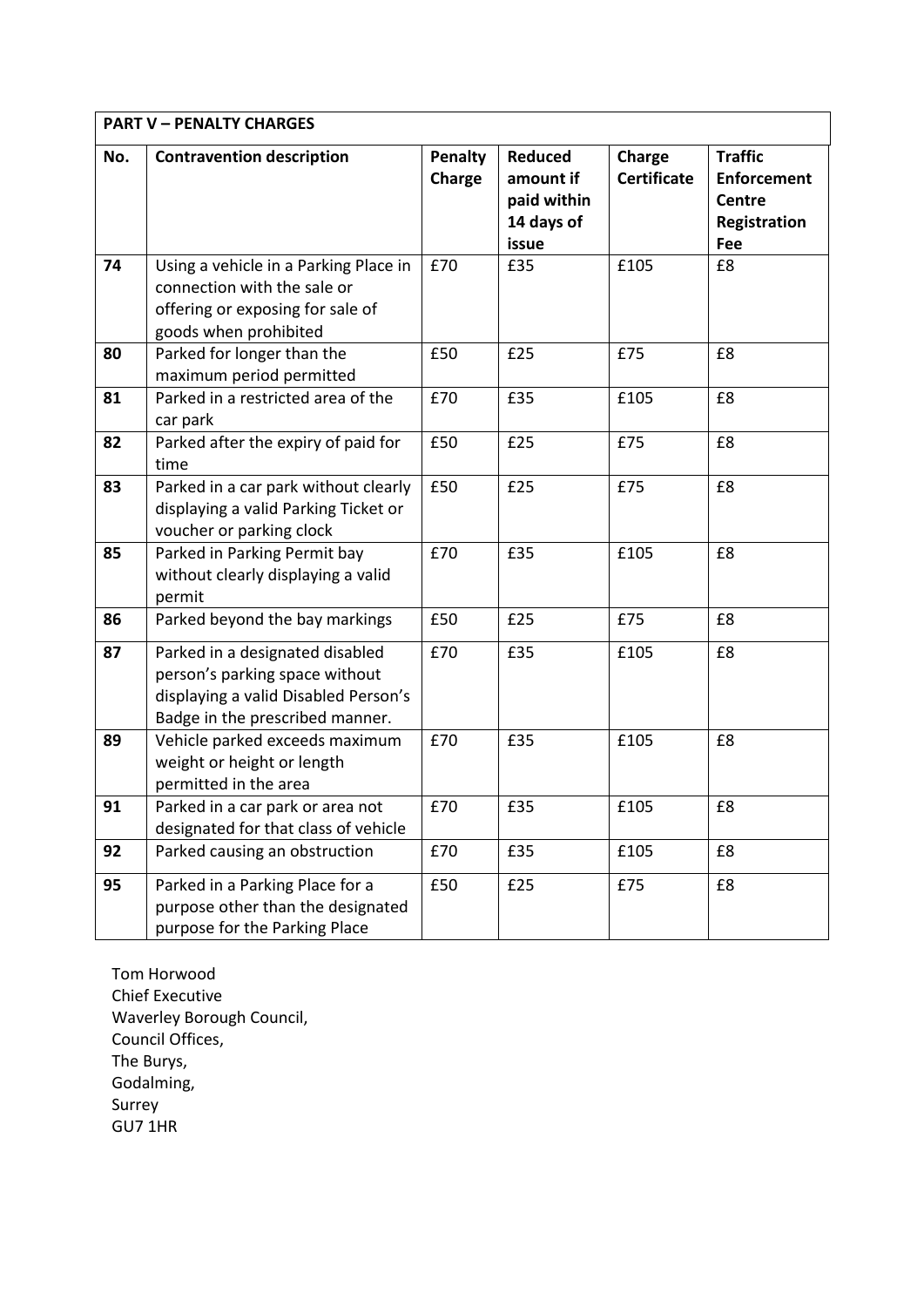**PART V – PENALTY CHARGES**

| No. | Contravention description | Penalty Charge | Reduced amount if paid within 14 days of issue | Charge Certificate | Traffic Enforcement Centre Registration Fee |
|---|---|---|---|---|---|
| **74** | Using a vehicle in a Parking Place in connection with the sale or offering or exposing for sale of goods when prohibited | £70 | £35 | £105 | £8 |
| **80** | Parked for longer than the maximum period permitted | £50 | £25 | £75 | £8 |
| **81** | Parked in a restricted area of the car park | £70 | £35 | £105 | £8 |
| **82** | Parked after the expiry of paid for time | £50 | £25 | £75 | £8 |
| **83** | Parked in a car park without clearly displaying a valid Parking Ticket or voucher or parking clock | £50 | £25 | £75 | £8 |
| **85** | Parked in Parking Permit bay without clearly displaying a valid permit | £70 | £35 | £105 | £8 |
| **86** | Parked beyond the bay markings | £50 | £25 | £75 | £8 |
| **87** | Parked in a designated disabled person's parking space without displaying a valid Disabled Person's Badge in the prescribed manner. | £70 | £35 | £105 | £8 |
| **89** | Vehicle parked exceeds maximum weight or height or length permitted in the area | £70 | £35 | £105 | £8 |
| **91** | Parked in a car park or area not designated for that class of vehicle | £70 | £35 | £105 | £8 |
| **92** | Parked causing an obstruction | £70 | £35 | £105 | £8 |
| **95** | Parked in a Parking Place for a purpose other than the designated purpose for the Parking Place | £50 | £25 | £75 | £8 |

Tom Horwood
Chief Executive
Waverley Borough Council,
Council Offices,
The Burys,
Godalming,
Surrey
GU7 1HR